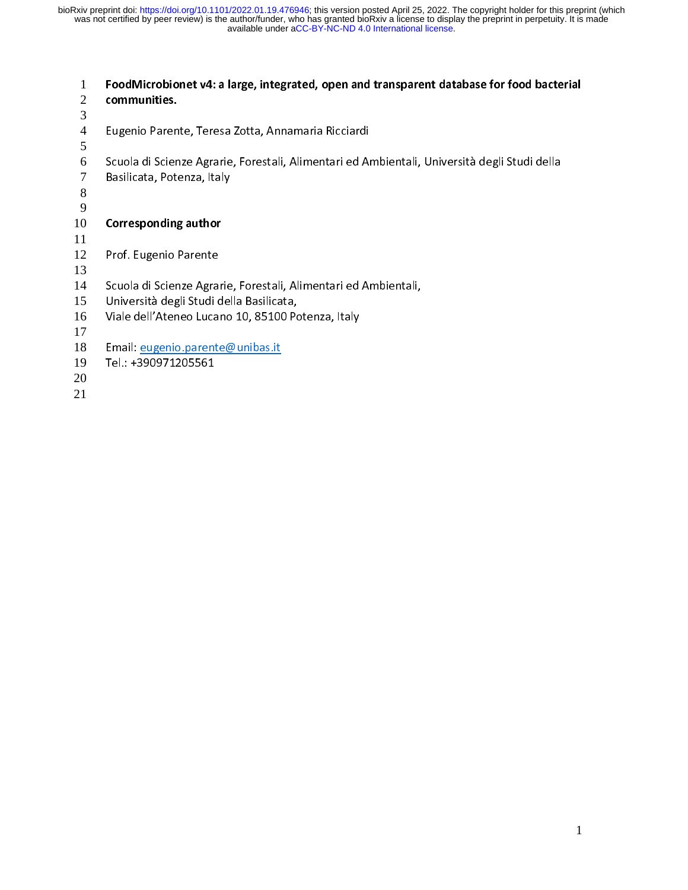# FoodMicrobionet v4: a large, integrated, open and transparent database for food bacterial communities.

Eugenio Parente, Teresa Zotta, Annamaria Ricciardi

Scuola di Scienze Agrarie, Forestali, Alimentari ed Ambientali, Università degli Studi della Basilicata, Potenza, Italy

**Corresponding author**

Prof. Eugenio Parente

Scuola di Scienze Agrarie, Forestali, Alimentari ed Ambientali,
Università degli Studi della Basilicata,
Viale dell'Ateneo Lucano 10, 85100 Potenza, Italy

Email: eugenio.parente@unibas.it
Tel.: +390971205561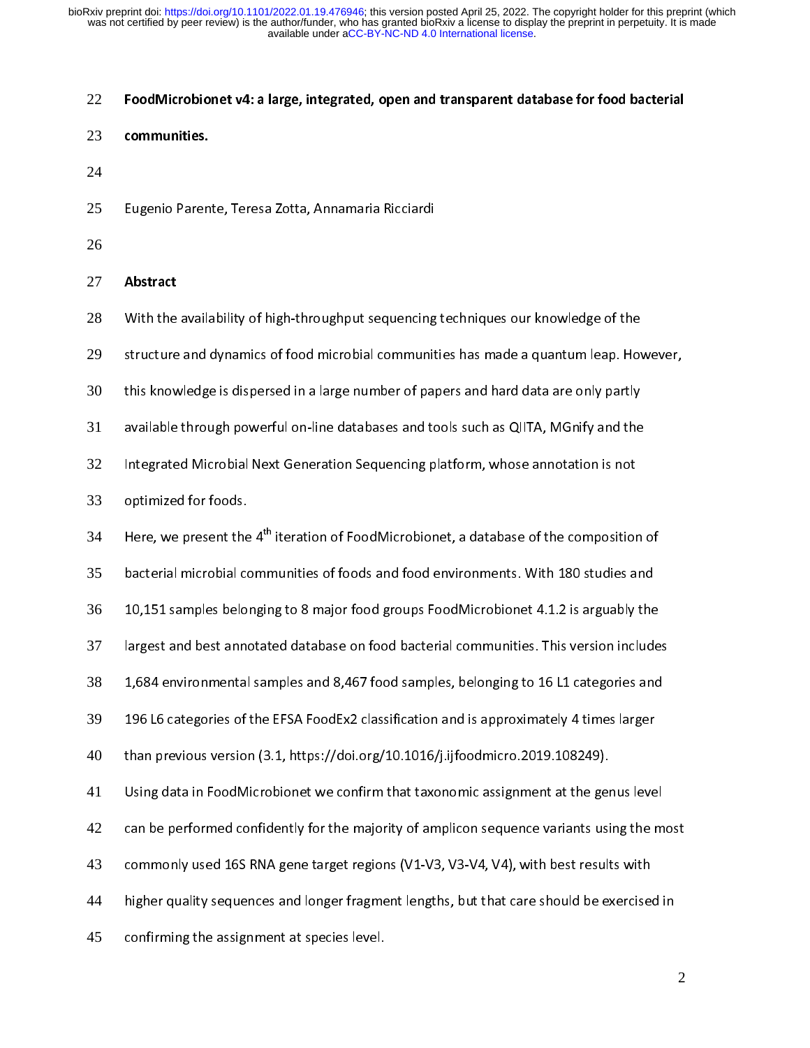# FoodMicrobionet v4: a large, integrated, open and transparent database for food bacterial communities.

Eugenio Parente, Teresa Zotta, Annamaria Ricciardi

## Abstract

With the availability of high-throughput sequencing techniques our knowledge of the structure and dynamics of food microbial communities has made a quantum leap. However, this knowledge is dispersed in a large number of papers and hard data are only partly available through powerful on-line databases and tools such as QIITA, MGnify and the Integrated Microbial Next Generation Sequencing platform, whose annotation is not optimized for foods.

Here, we present the 4th iteration of FoodMicrobionet, a database of the composition of bacterial microbial communities of foods and food environments. With 180 studies and 10,151 samples belonging to 8 major food groups FoodMicrobionet 4.1.2 is arguably the largest and best annotated database on food bacterial communities. This version includes 1,684 environmental samples and 8,467 food samples, belonging to 16 L1 categories and 196 L6 categories of the EFSA FoodEx2 classification and is approximately 4 times larger than previous version (3.1, https://doi.org/10.1016/j.ijfoodmicro.2019.108249).

Using data in FoodMicrobionet we confirm that taxonomic assignment at the genus level can be performed confidently for the majority of amplicon sequence variants using the most commonly used 16S RNA gene target regions (V1-V3, V3-V4, V4), with best results with higher quality sequences and longer fragment lengths, but that care should be exercised in confirming the assignment at species level.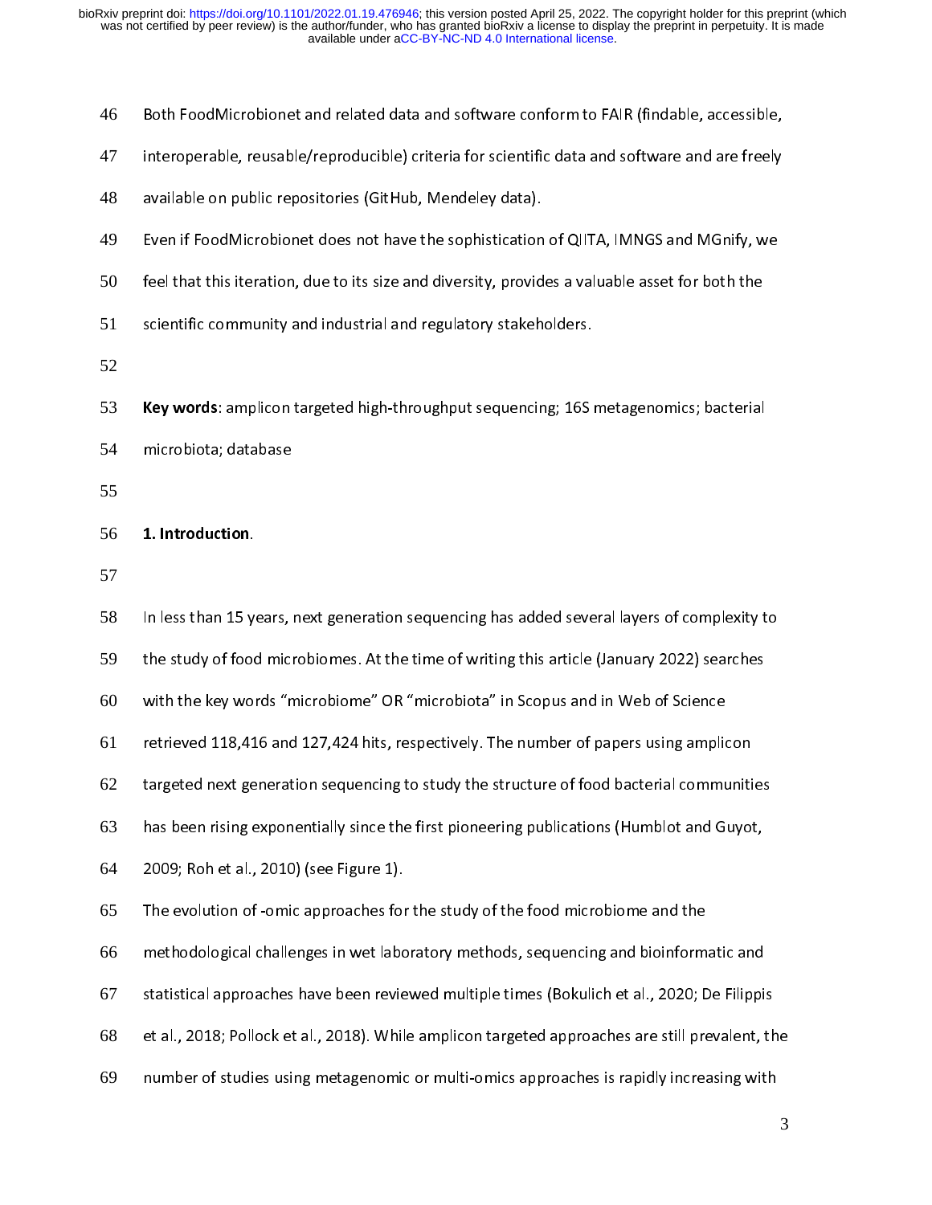Both FoodMicrobionet and related data and software conform to FAIR (findable, accessible, interoperable, reusable/reproducible) criteria for scientific data and software and are freely available on public repositories (GitHub, Mendeley data).

Even if FoodMicrobionet does not have the sophistication of QIITA, IMNGS and MGnify, we feel that this iteration, due to its size and diversity, provides a valuable asset for both the scientific community and industrial and regulatory stakeholders.

**Key words**: amplicon targeted high-throughput sequencing; 16S metagenomics; bacterial microbiota; database

## 1. Introduction.

In less than 15 years, next generation sequencing has added several layers of complexity to the study of food microbiomes. At the time of writing this article (January 2022) searches with the key words "microbiome" OR "microbiota" in Scopus and in Web of Science retrieved 118,416 and 127,424 hits, respectively. The number of papers using amplicon targeted next generation sequencing to study the structure of food bacterial communities has been rising exponentially since the first pioneering publications (Humblot and Guyot, 2009; Roh et al., 2010) (see Figure 1).

The evolution of -omic approaches for the study of the food microbiome and the methodological challenges in wet laboratory methods, sequencing and bioinformatic and statistical approaches have been reviewed multiple times (Bokulich et al., 2020; De Filippis et al., 2018; Pollock et al., 2018). While amplicon targeted approaches are still prevalent, the number of studies using metagenomic or multi-omics approaches is rapidly increasing with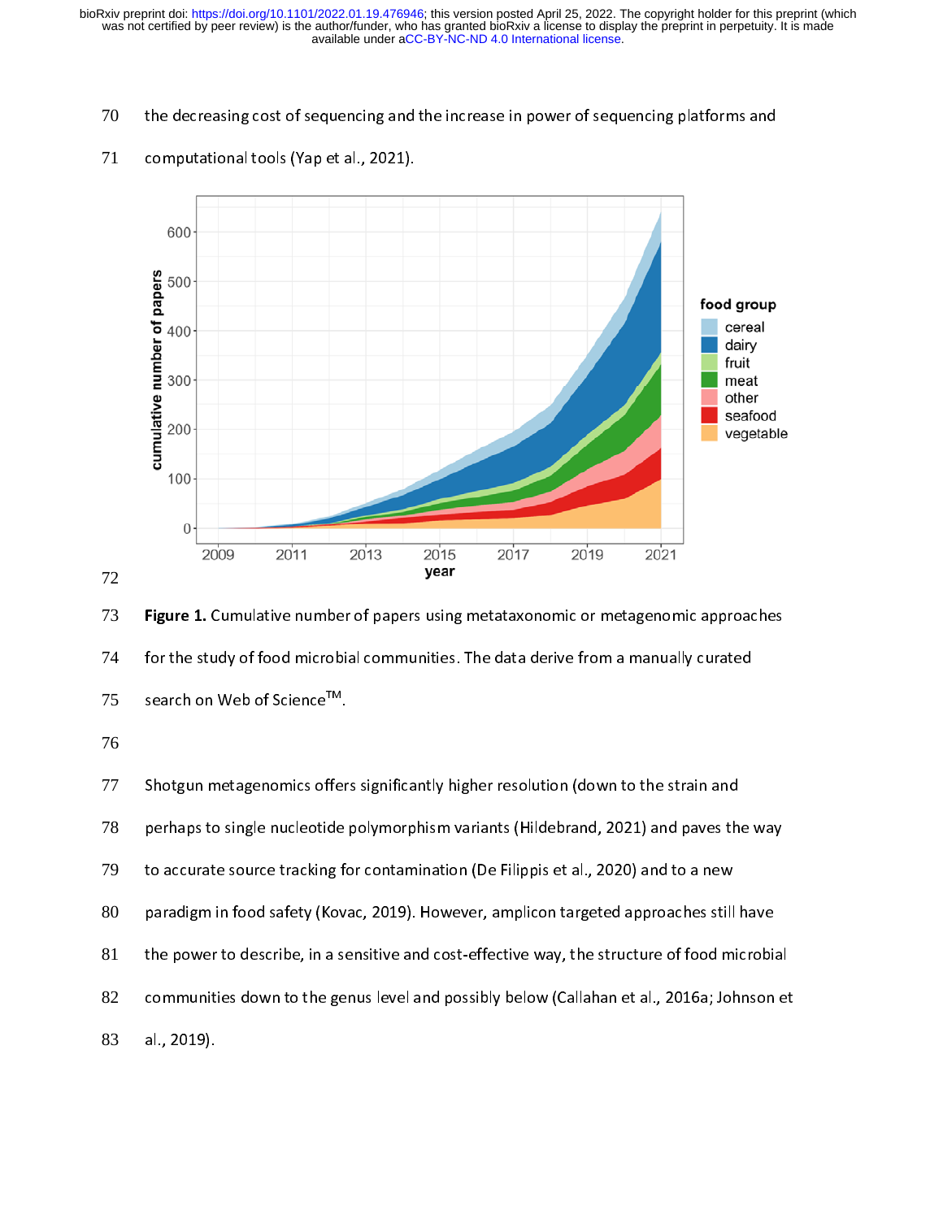the decreasing cost of sequencing and the increase in power of sequencing platforms and computational tools (Yap et al., 2021).

**Figure 1.** Cumulative number of papers using metataxonomic or metagenomic approaches for the study of food microbial communities. The data derive from a manually curated search on Web of Science™.

Shotgun metagenomics offers significantly higher resolution (down to the strain and perhaps to single nucleotide polymorphism variants (Hildebrand, 2021) and paves the way to accurate source tracking for contamination (De Filippis et al., 2020) and to a new paradigm in food safety (Kovac, 2019). However, amplicon targeted approaches still have the power to describe, in a sensitive and cost-effective way, the structure of food microbial communities down to the genus level and possibly below (Callahan et al., 2016a; Johnson et al., 2019).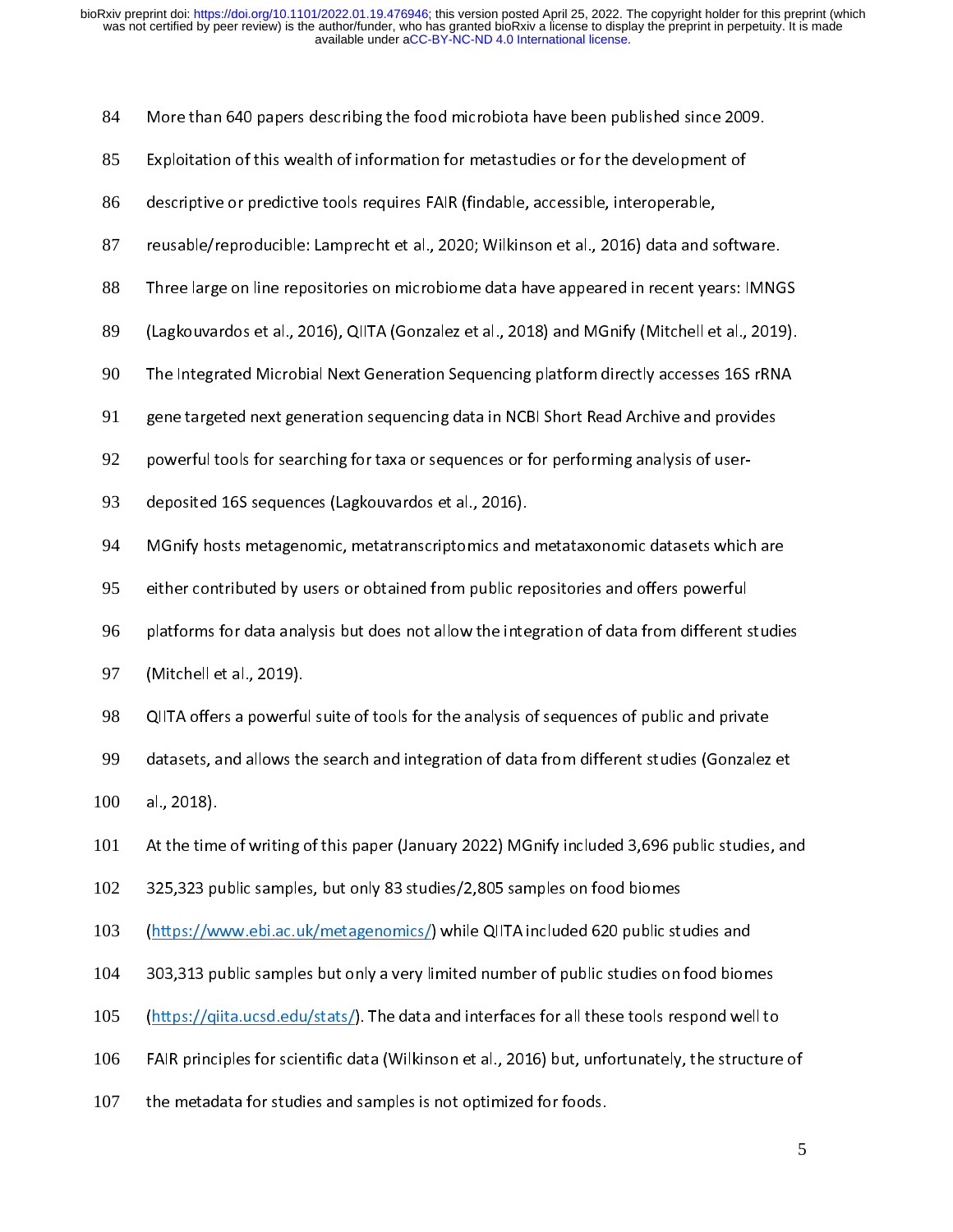More than 640 papers describing the food microbiota have been published since 2009. Exploitation of this wealth of information for metastudies or for the development of descriptive or predictive tools requires FAIR (findable, accessible, interoperable, reusable/reproducible: Lamprecht et al., 2020; Wilkinson et al., 2016) data and software. Three large on line repositories on microbiome data have appeared in recent years: IMNGS (Lagkouvardos et al., 2016), QIITA (Gonzalez et al., 2018) and MGnify (Mitchell et al., 2019). The Integrated Microbial Next Generation Sequencing platform directly accesses 16S rRNA gene targeted next generation sequencing data in NCBI Short Read Archive and provides powerful tools for searching for taxa or sequences or for performing analysis of user-deposited 16S sequences (Lagkouvardos et al., 2016).

MGnify hosts metagenomic, metatranscriptomics and metataxonomic datasets which are either contributed by users or obtained from public repositories and offers powerful platforms for data analysis but does not allow the integration of data from different studies (Mitchell et al., 2019).

QIITA offers a powerful suite of tools for the analysis of sequences of public and private datasets, and allows the search and integration of data from different studies (Gonzalez et al., 2018).

At the time of writing of this paper (January 2022) MGnify included 3,696 public studies, and 325,323 public samples, but only 83 studies/2,805 samples on food biomes (https://www.ebi.ac.uk/metagenomics/) while QIITA included 620 public studies and 303,313 public samples but only a very limited number of public studies on food biomes (https://qiita.ucsd.edu/stats/). The data and interfaces for all these tools respond well to FAIR principles for scientific data (Wilkinson et al., 2016) but, unfortunately, the structure of the metadata for studies and samples is not optimized for foods.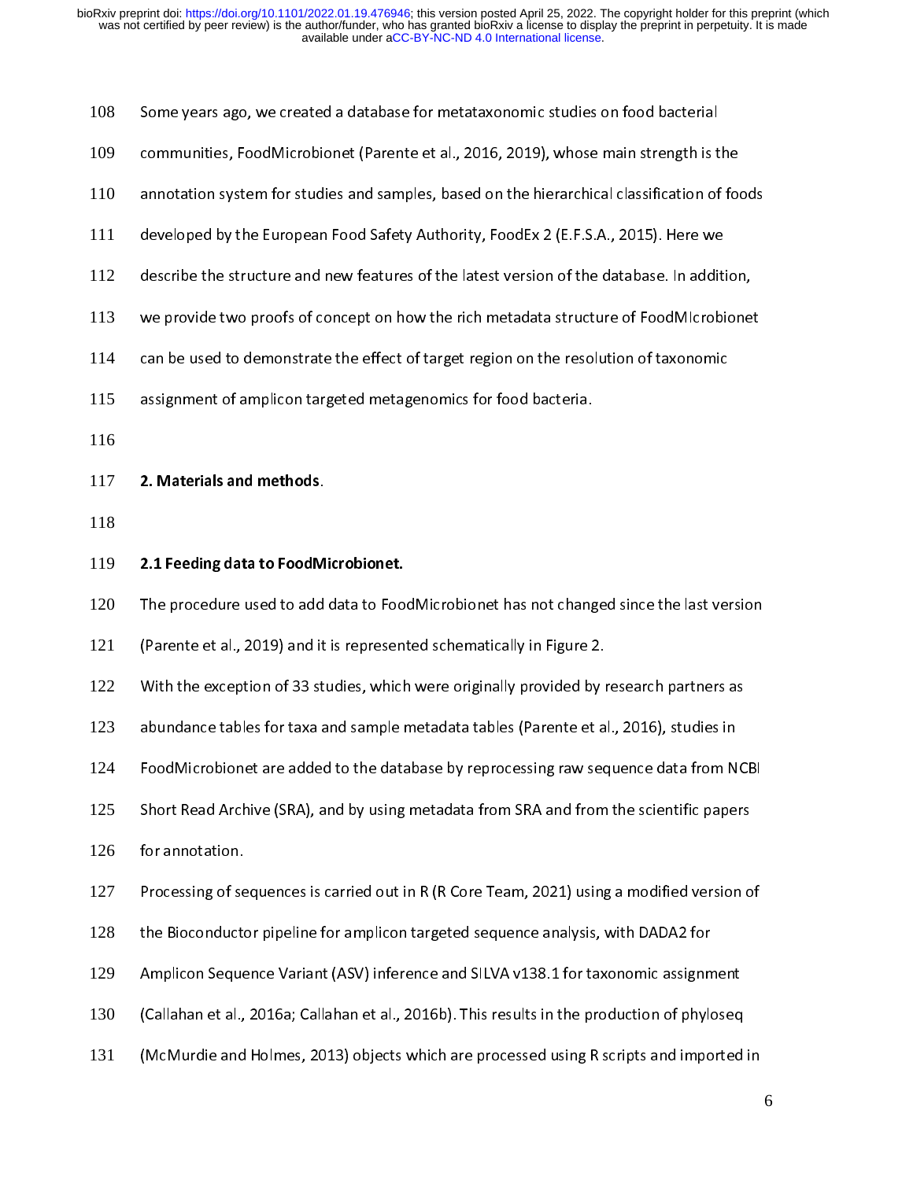Some years ago, we created a database for metataxonomic studies on food bacterial communities, FoodMicrobionet (Parente et al., 2016, 2019), whose main strength is the annotation system for studies and samples, based on the hierarchical classification of foods developed by the European Food Safety Authority, FoodEx 2 (E.F.S.A., 2015). Here we describe the structure and new features of the latest version of the database. In addition, we provide two proofs of concept on how the rich metadata structure of FoodMIcrobionet can be used to demonstrate the effect of target region on the resolution of taxonomic assignment of amplicon targeted metagenomics for food bacteria.

## 2. Materials and methods.

### 2.1 Feeding data to FoodMicrobionet.

The procedure used to add data to FoodMicrobionet has not changed since the last version (Parente et al., 2019) and it is represented schematically in Figure 2.

With the exception of 33 studies, which were originally provided by research partners as abundance tables for taxa and sample metadata tables (Parente et al., 2016), studies in FoodMicrobionet are added to the database by reprocessing raw sequence data from NCBI Short Read Archive (SRA), and by using metadata from SRA and from the scientific papers for annotation.

Processing of sequences is carried out in R (R Core Team, 2021) using a modified version of the Bioconductor pipeline for amplicon targeted sequence analysis, with DADA2 for Amplicon Sequence Variant (ASV) inference and SILVA v138.1 for taxonomic assignment (Callahan et al., 2016a; Callahan et al., 2016b). This results in the production of phyloseq (McMurdie and Holmes, 2013) objects which are processed using R scripts and imported in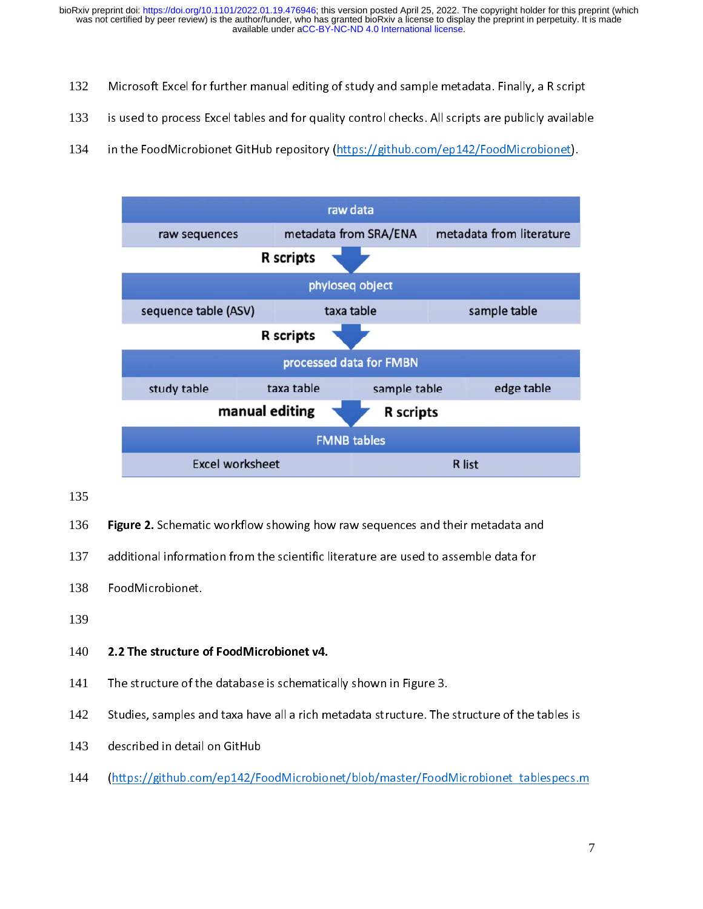Microsoft Excel for further manual editing of study and sample metadata. Finally, a R script is used to process Excel tables and for quality control checks. All scripts are publicly available in the FoodMicrobionet GitHub repository (https://github.com/ep142/FoodMicrobionet).

| raw data | | |
|---|---|---|
| raw sequences | metadata from SRA/ENA | metadata from literature |

**R scripts** ↓

| phyloseq object | | |
|---|---|---|
| sequence table (ASV) | taxa table | sample table |

**R scripts** ↓

| processed data for FMBN | | | |
|---|---|---|---|
| study table | taxa table | sample table | edge table |

**manual editing** ↓ **R scripts**

| FMNB tables | |
|---|---|
| Excel worksheet | R list |

**Figure 2.** Schematic workflow showing how raw sequences and their metadata and additional information from the scientific literature are used to assemble data for FoodMicrobionet.

### 2.2 The structure of FoodMicrobionet v4.

The structure of the database is schematically shown in Figure 3.

Studies, samples and taxa have all a rich metadata structure. The structure of the tables is described in detail on GitHub (https://github.com/ep142/FoodMicrobionet/blob/master/FoodMicrobionet_tablespecs.m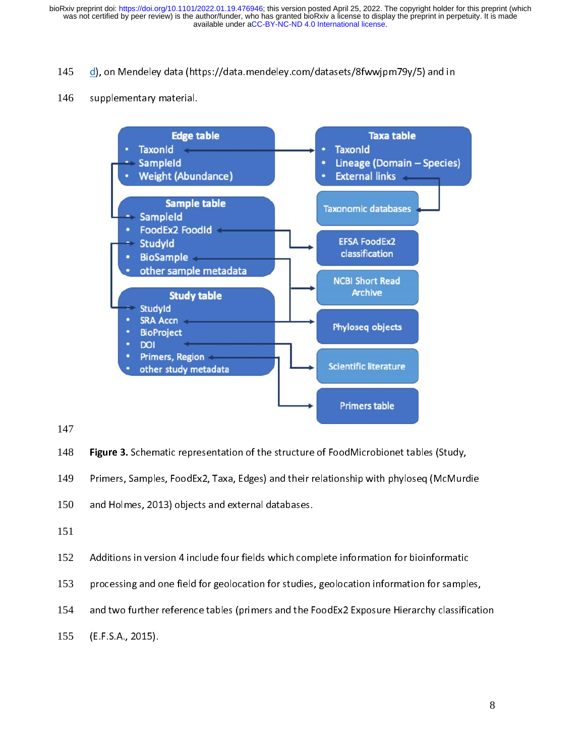d), on Mendeley data (https://data.mendeley.com/datasets/8fwwjpm79y/5) and in supplementary material.

**Figure 3.** Schematic representation of the structure of FoodMicrobionet tables (Study, Primers, Samples, FoodEx2, Taxa, Edges) and their relationship with phyloseq (McMurdie and Holmes, 2013) objects and external databases.

Additions in version 4 include four fields which complete information for bioinformatic processing and one field for geolocation for studies, geolocation information for samples, and two further reference tables (primers and the FoodEx2 Exposure Hierarchy classification (E.F.S.A., 2015).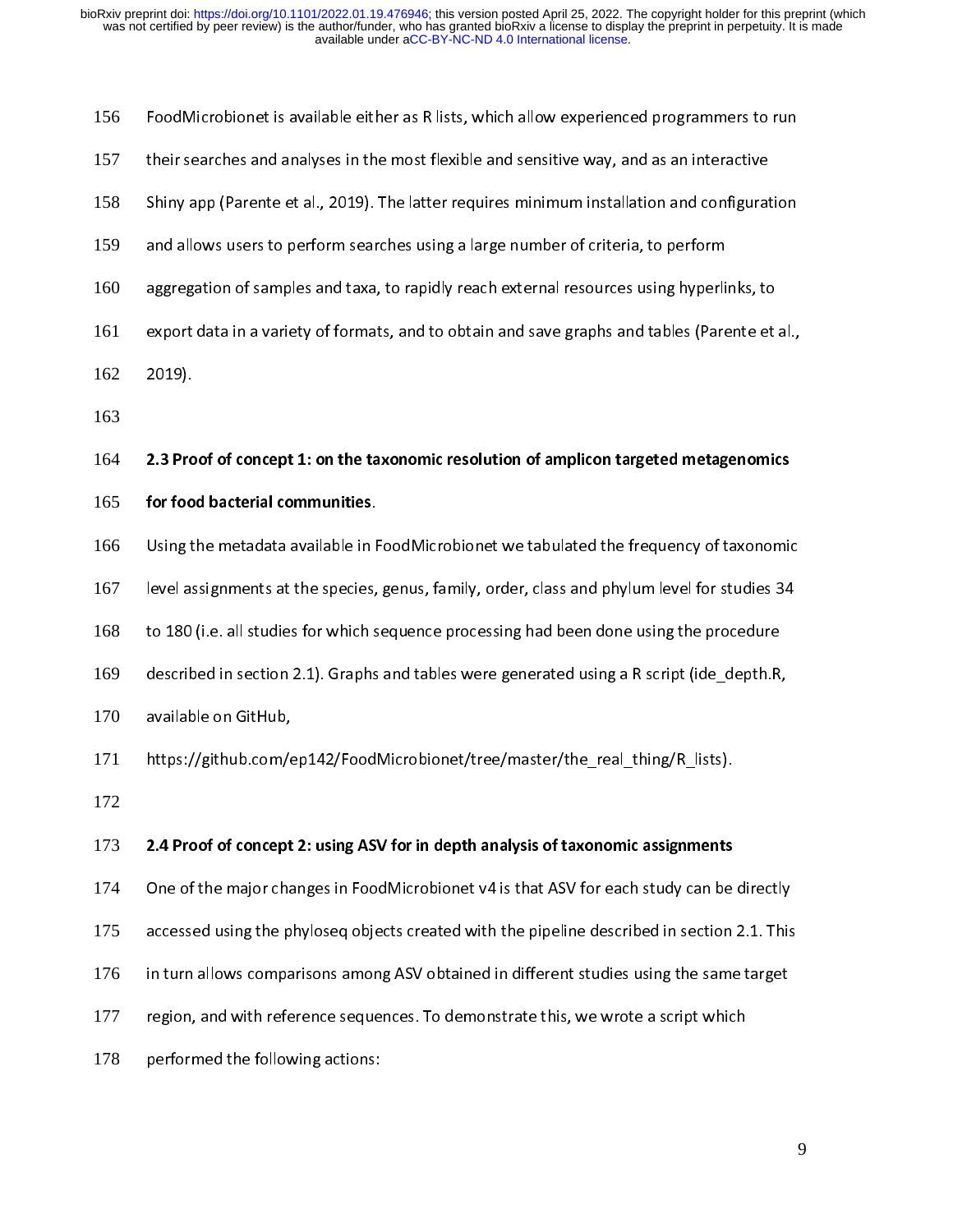FoodMicrobionet is available either as R lists, which allow experienced programmers to run their searches and analyses in the most flexible and sensitive way, and as an interactive Shiny app (Parente et al., 2019). The latter requires minimum installation and configuration and allows users to perform searches using a large number of criteria, to perform aggregation of samples and taxa, to rapidly reach external resources using hyperlinks, to export data in a variety of formats, and to obtain and save graphs and tables (Parente et al., 2019).

### 2.3 Proof of concept 1: on the taxonomic resolution of amplicon targeted metagenomics for food bacterial communities.

Using the metadata available in FoodMicrobionet we tabulated the frequency of taxonomic level assignments at the species, genus, family, order, class and phylum level for studies 34 to 180 (i.e. all studies for which sequence processing had been done using the procedure described in section 2.1). Graphs and tables were generated using a R script (ide_depth.R, available on GitHub, https://github.com/ep142/FoodMicrobionet/tree/master/the_real_thing/R_lists).

### 2.4 Proof of concept 2: using ASV for in depth analysis of taxonomic assignments

One of the major changes in FoodMicrobionet v4 is that ASV for each study can be directly accessed using the phyloseq objects created with the pipeline described in section 2.1. This in turn allows comparisons among ASV obtained in different studies using the same target region, and with reference sequences. To demonstrate this, we wrote a script which performed the following actions: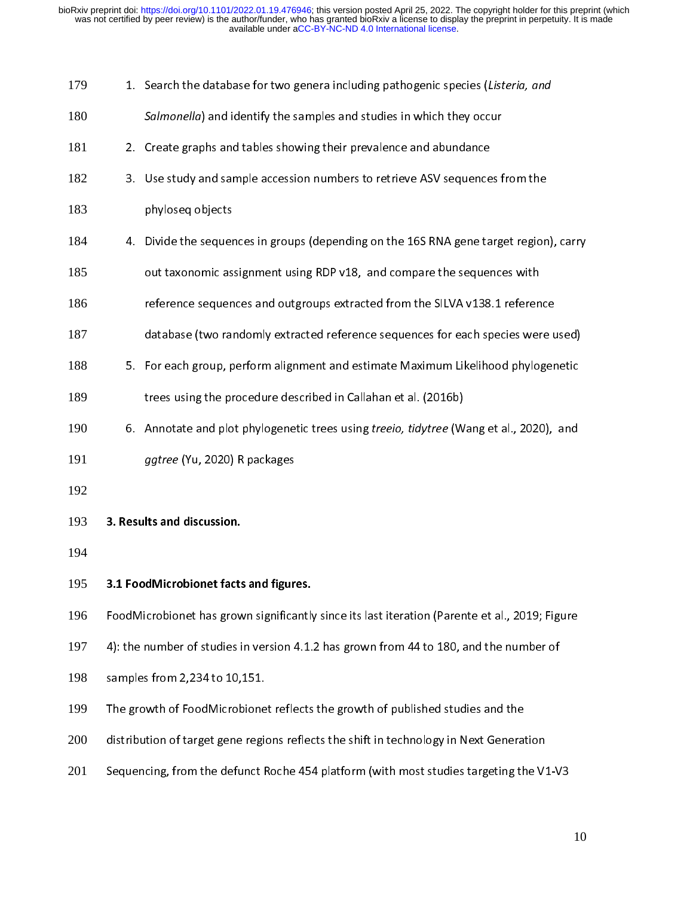1. Search the database for two genera including pathogenic species (*Listeria, and Salmonella*) and identify the samples and studies in which they occur
2. Create graphs and tables showing their prevalence and abundance
3. Use study and sample accession numbers to retrieve ASV sequences from the phyloseq objects
4. Divide the sequences in groups (depending on the 16S RNA gene target region), carry out taxonomic assignment using RDP v18, and compare the sequences with reference sequences and outgroups extracted from the SILVA v138.1 reference database (two randomly extracted reference sequences for each species were used)
5. For each group, perform alignment and estimate Maximum Likelihood phylogenetic trees using the procedure described in Callahan et al. (2016b)
6. Annotate and plot phylogenetic trees using *treeio, tidytree* (Wang et al., 2020), and *ggtree* (Yu, 2020) R packages

## 3. Results and discussion.

### 3.1 FoodMicrobionet facts and figures.

FoodMicrobionet has grown significantly since its last iteration (Parente et al., 2019; Figure 4): the number of studies in version 4.1.2 has grown from 44 to 180, and the number of samples from 2,234 to 10,151.

The growth of FoodMicrobionet reflects the growth of published studies and the distribution of target gene regions reflects the shift in technology in Next Generation Sequencing, from the defunct Roche 454 platform (with most studies targeting the V1-V3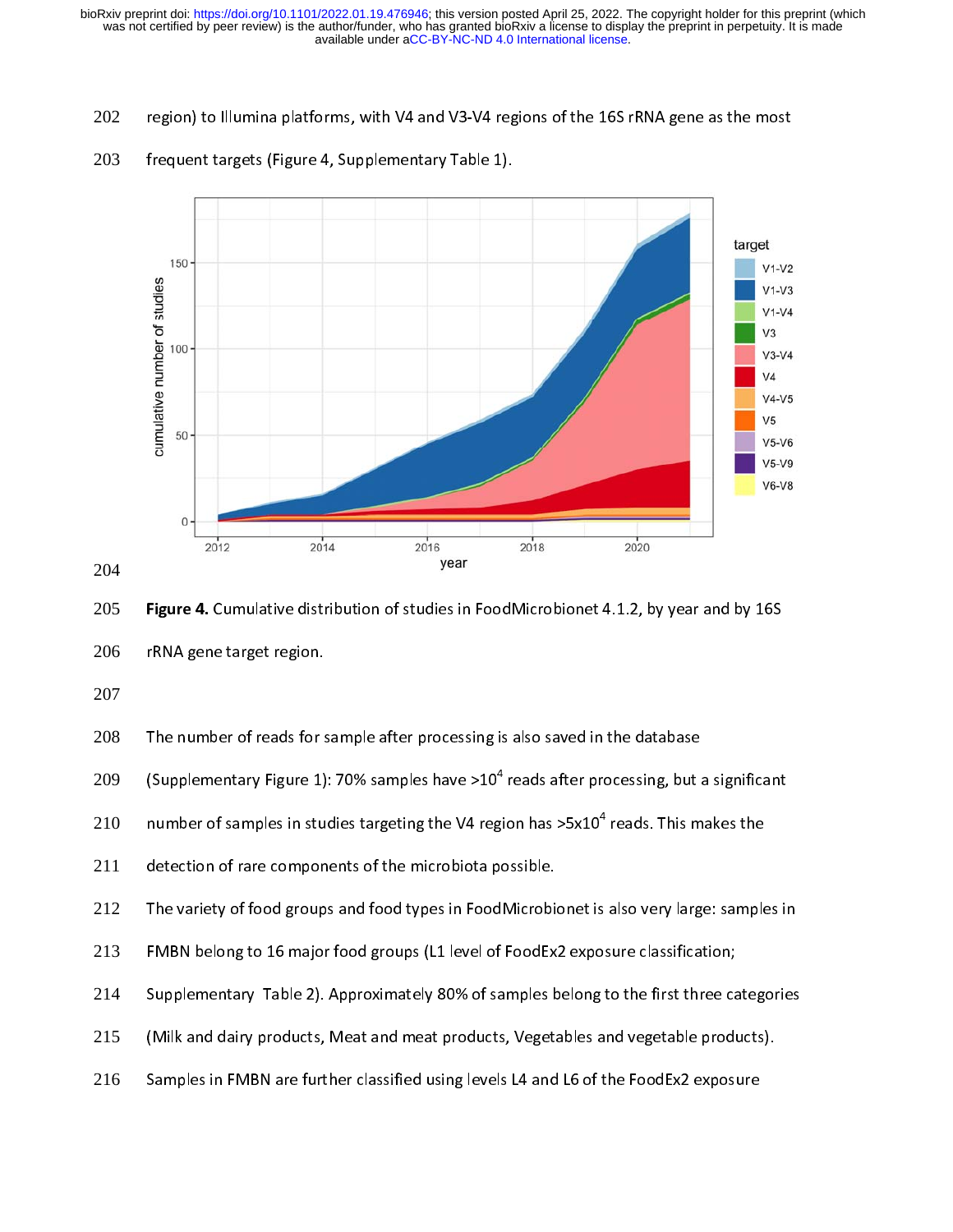region) to Illumina platforms, with V4 and V3-V4 regions of the 16S rRNA gene as the most frequent targets (Figure 4, Supplementary Table 1).

**Figure 4.** Cumulative distribution of studies in FoodMicrobionet 4.1.2, by year and by 16S rRNA gene target region.

The number of reads for sample after processing is also saved in the database (Supplementary Figure 1): 70% samples have $>10^4$ reads after processing, but a significant number of samples in studies targeting the V4 region has $>5x10^4$ reads. This makes the detection of rare components of the microbiota possible.

The variety of food groups and food types in FoodMicrobionet is also very large: samples in FMBN belong to 16 major food groups (L1 level of FoodEx2 exposure classification; Supplementary Table 2). Approximately 80% of samples belong to the first three categories (Milk and dairy products, Meat and meat products, Vegetables and vegetable products). Samples in FMBN are further classified using levels L4 and L6 of the FoodEx2 exposure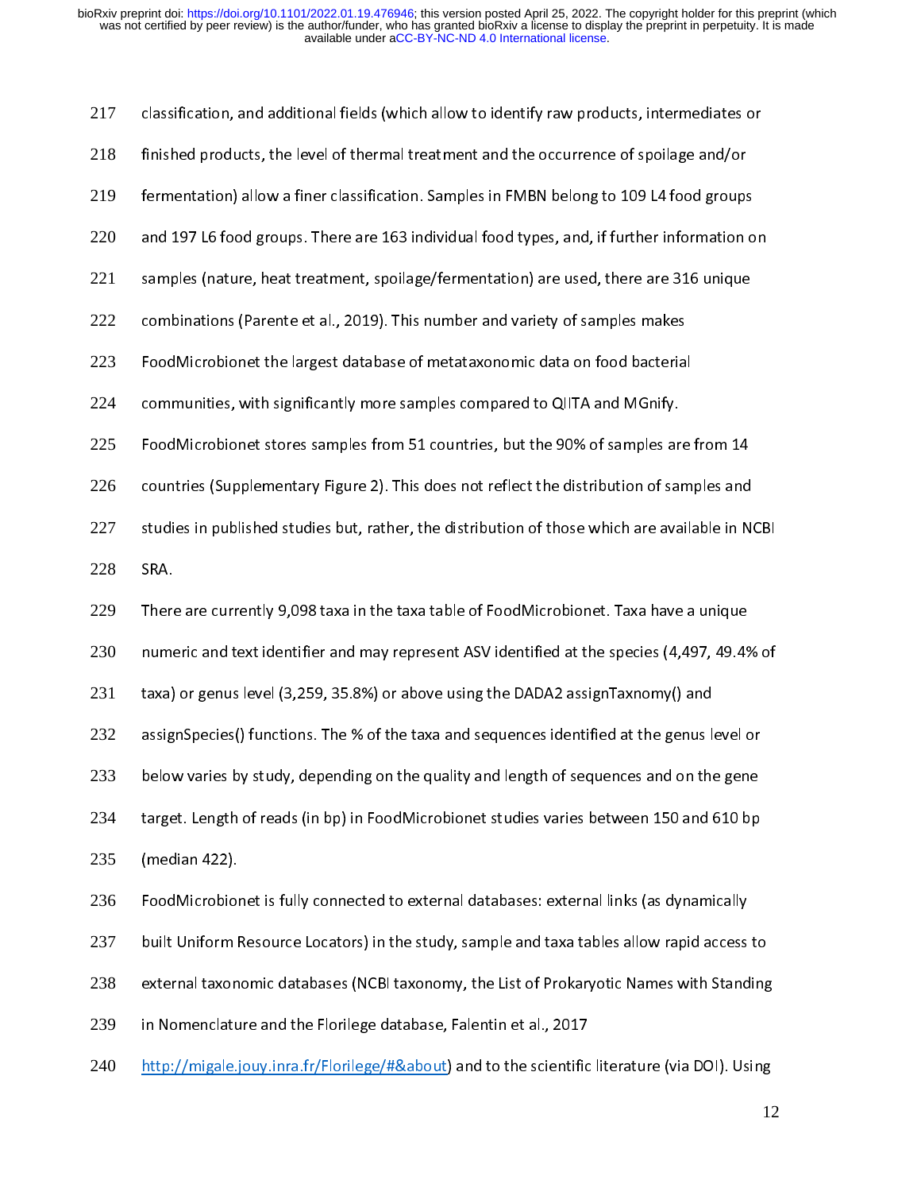classification, and additional fields (which allow to identify raw products, intermediates or finished products, the level of thermal treatment and the occurrence of spoilage and/or fermentation) allow a finer classification. Samples in FMBN belong to 109 L4 food groups and 197 L6 food groups. There are 163 individual food types, and, if further information on samples (nature, heat treatment, spoilage/fermentation) are used, there are 316 unique combinations (Parente et al., 2019). This number and variety of samples makes FoodMicrobionet the largest database of metataxonomic data on food bacterial communities, with significantly more samples compared to QIITA and MGnify.

FoodMicrobionet stores samples from 51 countries, but the 90% of samples are from 14 countries (Supplementary Figure 2). This does not reflect the distribution of samples and studies in published studies but, rather, the distribution of those which are available in NCBI SRA.

There are currently 9,098 taxa in the taxa table of FoodMicrobionet. Taxa have a unique numeric and text identifier and may represent ASV identified at the species (4,497, 49.4% of taxa) or genus level (3,259, 35.8%) or above using the DADA2 assignTaxnomy() and assignSpecies() functions. The % of the taxa and sequences identified at the genus level or below varies by study, depending on the quality and length of sequences and on the gene target. Length of reads (in bp) in FoodMicrobionet studies varies between 150 and 610 bp (median 422).

FoodMicrobionet is fully connected to external databases: external links (as dynamically built Uniform Resource Locators) in the study, sample and taxa tables allow rapid access to external taxonomic databases (NCBI taxonomy, the List of Prokaryotic Names with Standing in Nomenclature and the Florilege database, Falentin et al., 2017 http://migale.jouy.inra.fr/Florilege/#&about) and to the scientific literature (via DOI). Using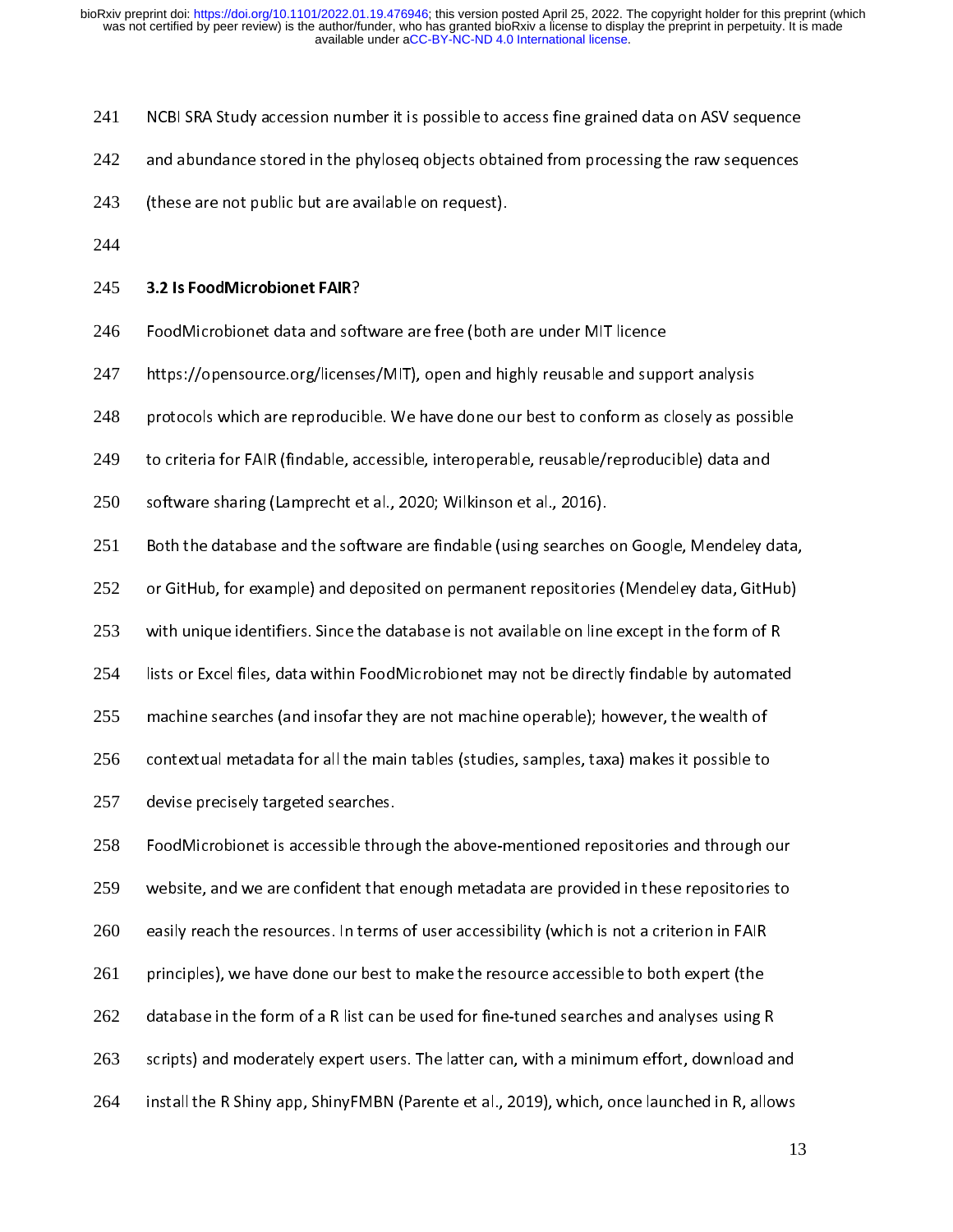NCBI SRA Study accession number it is possible to access fine grained data on ASV sequence and abundance stored in the phyloseq objects obtained from processing the raw sequences (these are not public but are available on request).

### **3.2 Is FoodMicrobionet FAIR**?

FoodMicrobionet data and software are free (both are under MIT licence https://opensource.org/licenses/MIT), open and highly reusable and support analysis protocols which are reproducible. We have done our best to conform as closely as possible to criteria for FAIR (findable, accessible, interoperable, reusable/reproducible) data and software sharing (Lamprecht et al., 2020; Wilkinson et al., 2016).

Both the database and the software are findable (using searches on Google, Mendeley data, or GitHub, for example) and deposited on permanent repositories (Mendeley data, GitHub) with unique identifiers. Since the database is not available on line except in the form of R lists or Excel files, data within FoodMicrobionet may not be directly findable by automated machine searches (and insofar they are not machine operable); however, the wealth of contextual metadata for all the main tables (studies, samples, taxa) makes it possible to devise precisely targeted searches.

FoodMicrobionet is accessible through the above-mentioned repositories and through our website, and we are confident that enough metadata are provided in these repositories to easily reach the resources. In terms of user accessibility (which is not a criterion in FAIR principles), we have done our best to make the resource accessible to both expert (the database in the form of a R list can be used for fine-tuned searches and analyses using R scripts) and moderately expert users. The latter can, with a minimum effort, download and install the R Shiny app, ShinyFMBN (Parente et al., 2019), which, once launched in R, allows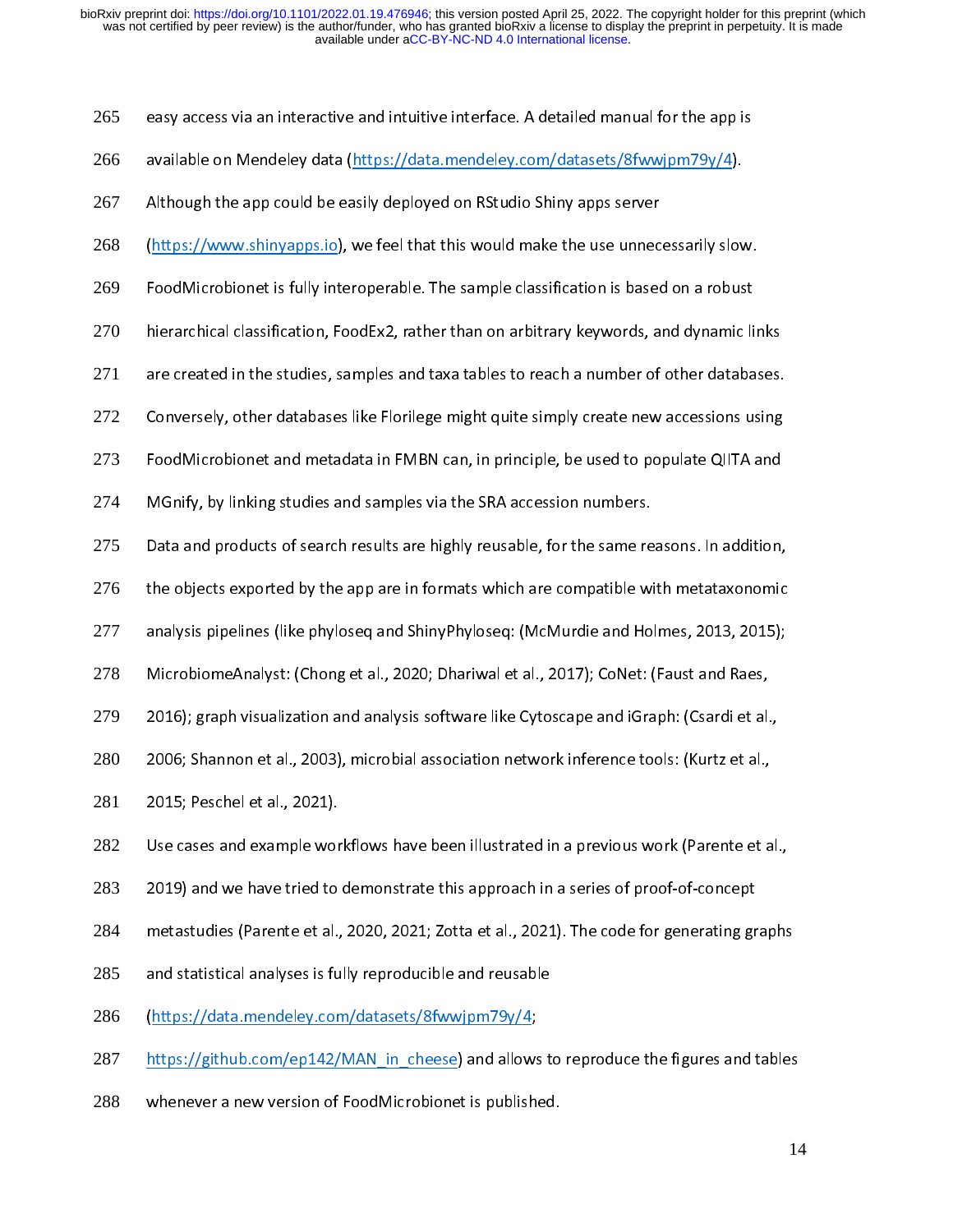easy access via an interactive and intuitive interface. A detailed manual for the app is available on Mendeley data (https://data.mendeley.com/datasets/8fwwjpm79y/4).

Although the app could be easily deployed on RStudio Shiny apps server (https://www.shinyapps.io), we feel that this would make the use unnecessarily slow.

FoodMicrobionet is fully interoperable. The sample classification is based on a robust hierarchical classification, FoodEx2, rather than on arbitrary keywords, and dynamic links are created in the studies, samples and taxa tables to reach a number of other databases. Conversely, other databases like Florilege might quite simply create new accessions using FoodMicrobionet and metadata in FMBN can, in principle, be used to populate QIITA and MGnify, by linking studies and samples via the SRA accession numbers.

Data and products of search results are highly reusable, for the same reasons. In addition, the objects exported by the app are in formats which are compatible with metataxonomic analysis pipelines (like phyloseq and ShinyPhyloseq: (McMurdie and Holmes, 2013, 2015); MicrobiomeAnalyst: (Chong et al., 2020; Dhariwal et al., 2017); CoNet: (Faust and Raes, 2016); graph visualization and analysis software like Cytoscape and iGraph: (Csardi et al., 2006; Shannon et al., 2003), microbial association network inference tools: (Kurtz et al., 2015; Peschel et al., 2021).

Use cases and example workflows have been illustrated in a previous work (Parente et al., 2019) and we have tried to demonstrate this approach in a series of proof-of-concept metastudies (Parente et al., 2020, 2021; Zotta et al., 2021). The code for generating graphs and statistical analyses is fully reproducible and reusable (https://data.mendeley.com/datasets/8fwwjpm79y/4; https://github.com/ep142/MAN_in_cheese) and allows to reproduce the figures and tables whenever a new version of FoodMicrobionet is published.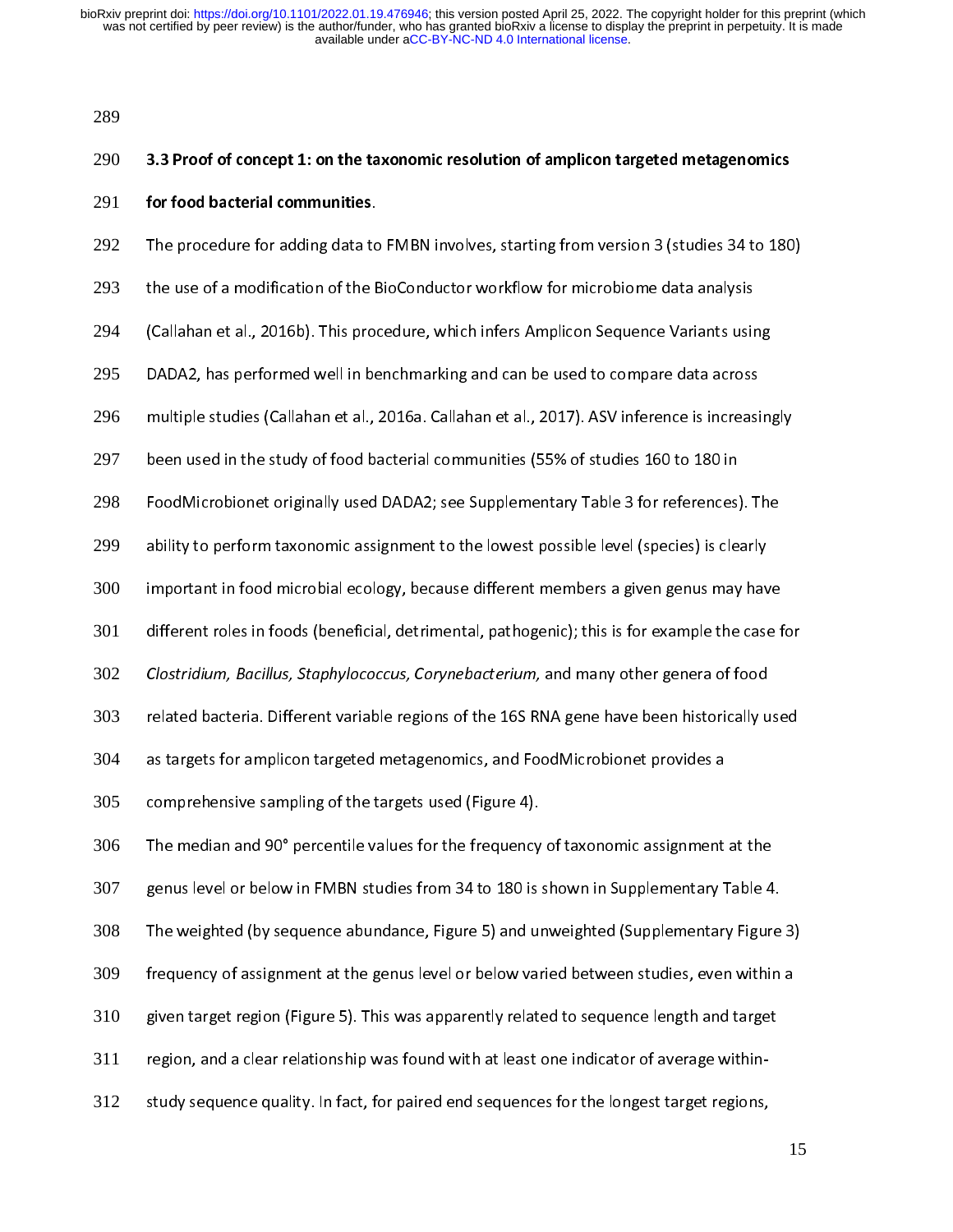### 3.3 Proof of concept 1: on the taxonomic resolution of amplicon targeted metagenomics for food bacterial communities.

The procedure for adding data to FMBN involves, starting from version 3 (studies 34 to 180) the use of a modification of the BioConductor workflow for microbiome data analysis (Callahan et al., 2016b). This procedure, which infers Amplicon Sequence Variants using DADA2, has performed well in benchmarking and can be used to compare data across multiple studies (Callahan et al., 2016a. Callahan et al., 2017). ASV inference is increasingly been used in the study of food bacterial communities (55% of studies 160 to 180 in FoodMicrobionet originally used DADA2; see Supplementary Table 3 for references). The ability to perform taxonomic assignment to the lowest possible level (species) is clearly important in food microbial ecology, because different members a given genus may have different roles in foods (beneficial, detrimental, pathogenic); this is for example the case for *Clostridium, Bacillus, Staphylococcus, Corynebacterium,* and many other genera of food related bacteria. Different variable regions of the 16S RNA gene have been historically used as targets for amplicon targeted metagenomics, and FoodMicrobionet provides a comprehensive sampling of the targets used (Figure 4).

The median and 90° percentile values for the frequency of taxonomic assignment at the genus level or below in FMBN studies from 34 to 180 is shown in Supplementary Table 4. The weighted (by sequence abundance, Figure 5) and unweighted (Supplementary Figure 3) frequency of assignment at the genus level or below varied between studies, even within a given target region (Figure 5). This was apparently related to sequence length and target region, and a clear relationship was found with at least one indicator of average within-study sequence quality. In fact, for paired end sequences for the longest target regions,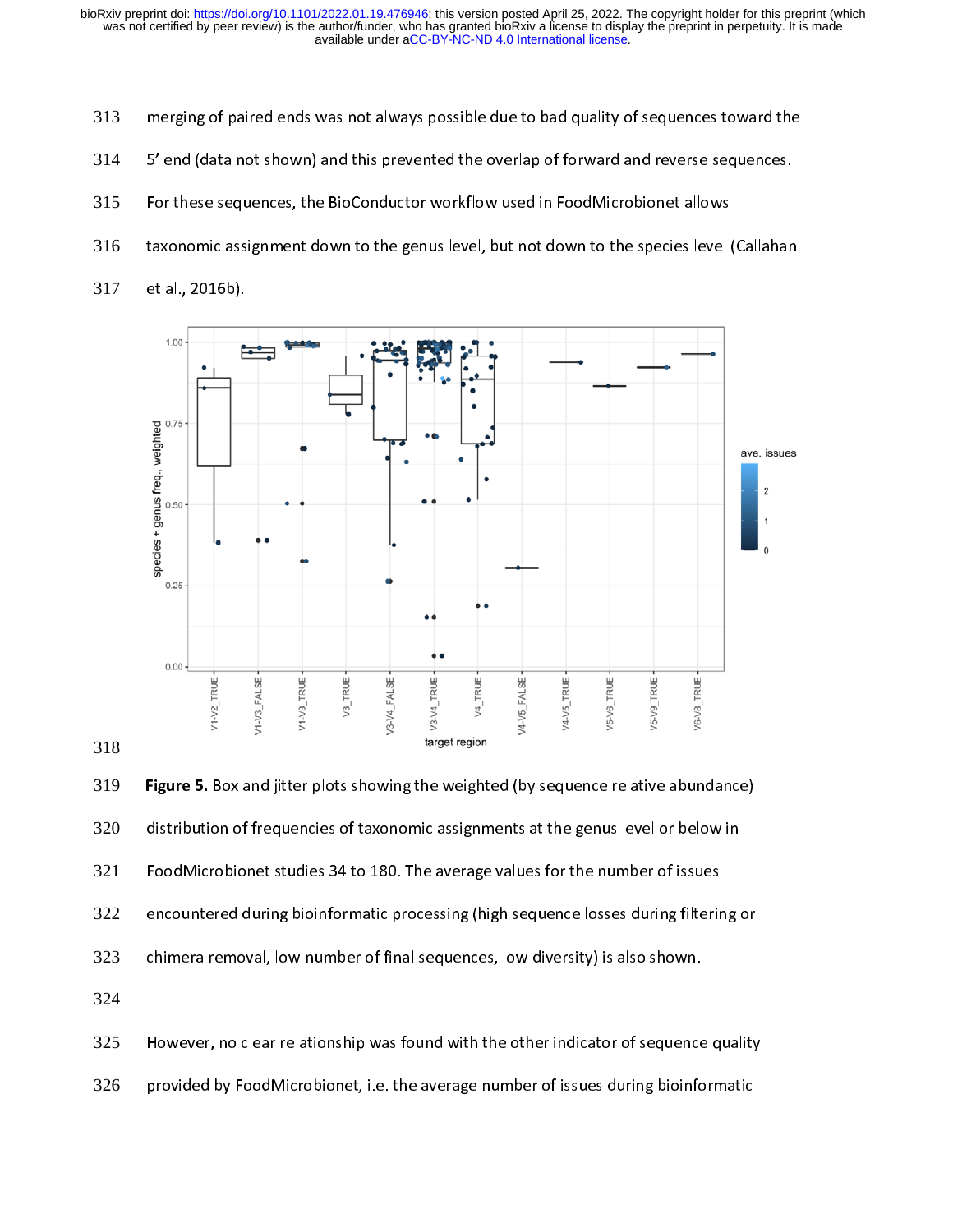merging of paired ends was not always possible due to bad quality of sequences toward the 5' end (data not shown) and this prevented the overlap of forward and reverse sequences. For these sequences, the BioConductor workflow used in FoodMicrobionet allows taxonomic assignment down to the genus level, but not down to the species level (Callahan et al., 2016b).

**Figure 5.** Box and jitter plots showing the weighted (by sequence relative abundance) distribution of frequencies of taxonomic assignments at the genus level or below in FoodMicrobionet studies 34 to 180. The average values for the number of issues encountered during bioinformatic processing (high sequence losses during filtering or chimera removal, low number of final sequences, low diversity) is also shown.

However, no clear relationship was found with the other indicator of sequence quality provided by FoodMicrobionet, i.e. the average number of issues during bioinformatic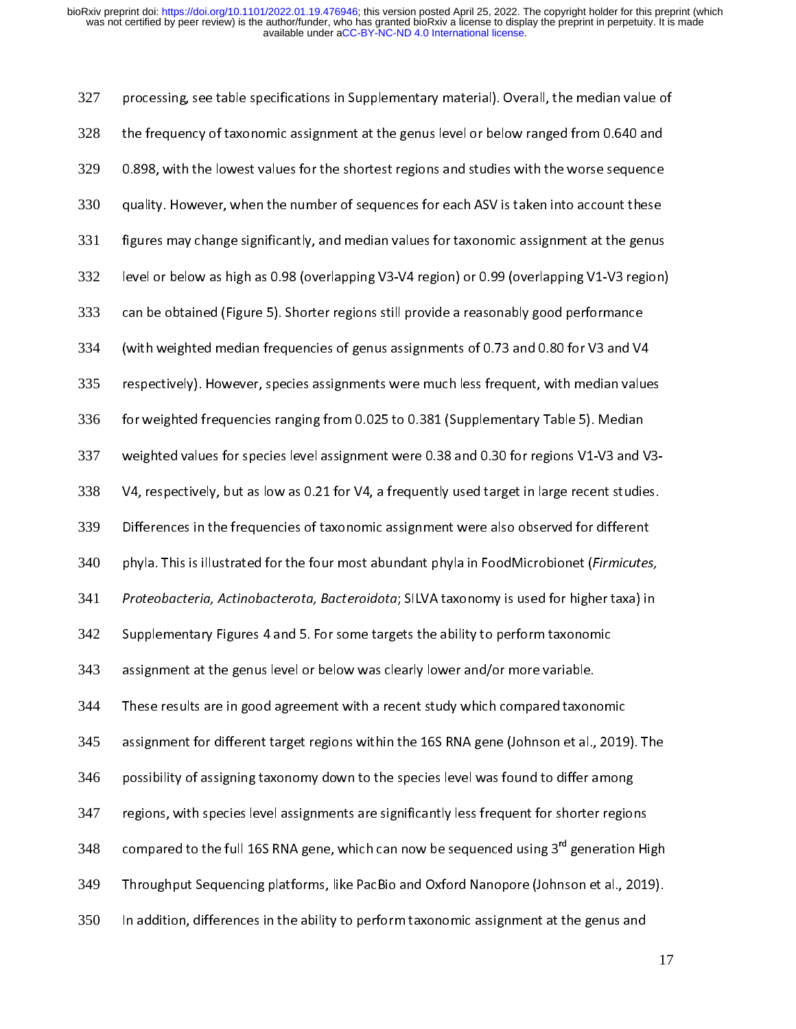processing, see table specifications in Supplementary material). Overall, the median value of the frequency of taxonomic assignment at the genus level or below ranged from 0.640 and 0.898, with the lowest values for the shortest regions and studies with the worse sequence quality. However, when the number of sequences for each ASV is taken into account these figures may change significantly, and median values for taxonomic assignment at the genus level or below as high as 0.98 (overlapping V3-V4 region) or 0.99 (overlapping V1-V3 region) can be obtained (Figure 5). Shorter regions still provide a reasonably good performance (with weighted median frequencies of genus assignments of 0.73 and 0.80 for V3 and V4 respectively). However, species assignments were much less frequent, with median values for weighted frequencies ranging from 0.025 to 0.381 (Supplementary Table 5). Median weighted values for species level assignment were 0.38 and 0.30 for regions V1-V3 and V3-V4, respectively, but as low as 0.21 for V4, a frequently used target in large recent studies. Differences in the frequencies of taxonomic assignment were also observed for different phyla. This is illustrated for the four most abundant phyla in FoodMicrobionet (*Firmicutes, Proteobacteria, Actinobacterota, Bacteroidota*; SILVA taxonomy is used for higher taxa) in Supplementary Figures 4 and 5. For some targets the ability to perform taxonomic assignment at the genus level or below was clearly lower and/or more variable.

These results are in good agreement with a recent study which compared taxonomic assignment for different target regions within the 16S RNA gene (Johnson et al., 2019). The possibility of assigning taxonomy down to the species level was found to differ among regions, with species level assignments are significantly less frequent for shorter regions compared to the full 16S RNA gene, which can now be sequenced using 3rd generation High Throughput Sequencing platforms, like PacBio and Oxford Nanopore (Johnson et al., 2019). In addition, differences in the ability to perform taxonomic assignment at the genus and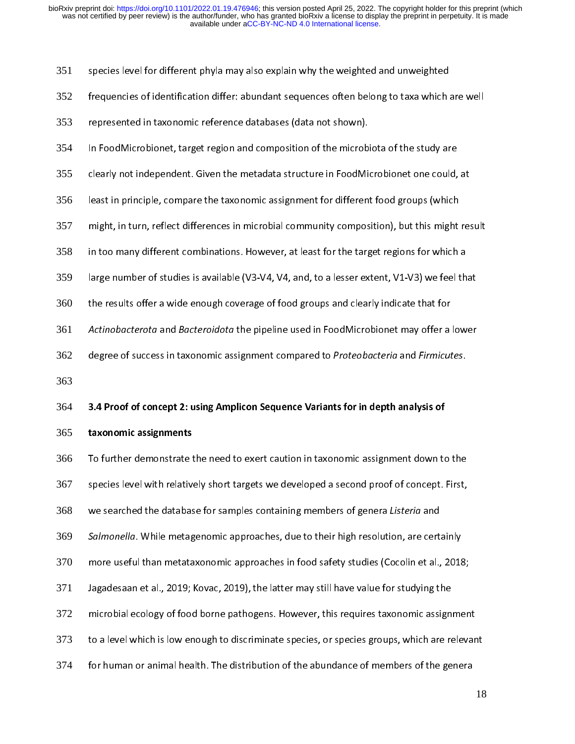species level for different phyla may also explain why the weighted and unweighted frequencies of identification differ: abundant sequences often belong to taxa which are well represented in taxonomic reference databases (data not shown).

In FoodMicrobionet, target region and composition of the microbiota of the study are clearly not independent. Given the metadata structure in FoodMicrobionet one could, at least in principle, compare the taxonomic assignment for different food groups (which might, in turn, reflect differences in microbial community composition), but this might result in too many different combinations. However, at least for the target regions for which a large number of studies is available (V3-V4, V4, and, to a lesser extent, V1-V3) we feel that the results offer a wide enough coverage of food groups and clearly indicate that for *Actinobacterota* and *Bacteroidota* the pipeline used in FoodMicrobionet may offer a lower degree of success in taxonomic assignment compared to *Proteobacteria* and *Firmicutes*.

### 3.4 Proof of concept 2: using Amplicon Sequence Variants for in depth analysis of taxonomic assignments

To further demonstrate the need to exert caution in taxonomic assignment down to the species level with relatively short targets we developed a second proof of concept. First, we searched the database for samples containing members of genera *Listeria* and *Salmonella*. While metagenomic approaches, due to their high resolution, are certainly more useful than metataxonomic approaches in food safety studies (Cocolin et al., 2018; Jagadesaan et al., 2019; Kovac, 2019), the latter may still have value for studying the microbial ecology of food borne pathogens. However, this requires taxonomic assignment to a level which is low enough to discriminate species, or species groups, which are relevant for human or animal health. The distribution of the abundance of members of the genera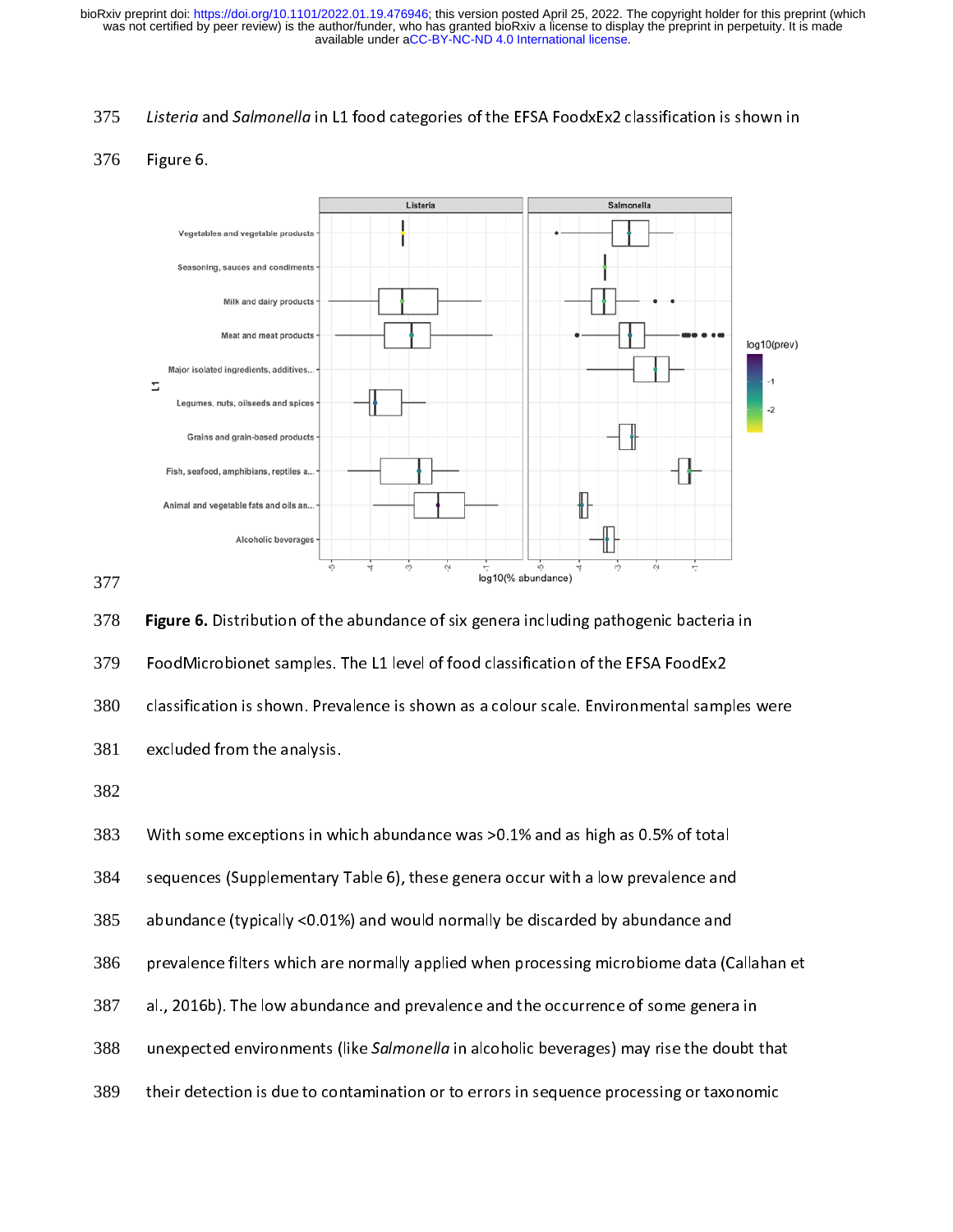*Listeria* and *Salmonella* in L1 food categories of the EFSA FoodxEx2 classification is shown in Figure 6.

**Figure 6.** Distribution of the abundance of six genera including pathogenic bacteria in FoodMicrobionet samples. The L1 level of food classification of the EFSA FoodEx2 classification is shown. Prevalence is shown as a colour scale. Environmental samples were excluded from the analysis.

With some exceptions in which abundance was >0.1% and as high as 0.5% of total sequences (Supplementary Table 6), these genera occur with a low prevalence and abundance (typically <0.01%) and would normally be discarded by abundance and prevalence filters which are normally applied when processing microbiome data (Callahan et al., 2016b). The low abundance and prevalence and the occurrence of some genera in unexpected environments (like *Salmonella* in alcoholic beverages) may rise the doubt that their detection is due to contamination or to errors in sequence processing or taxonomic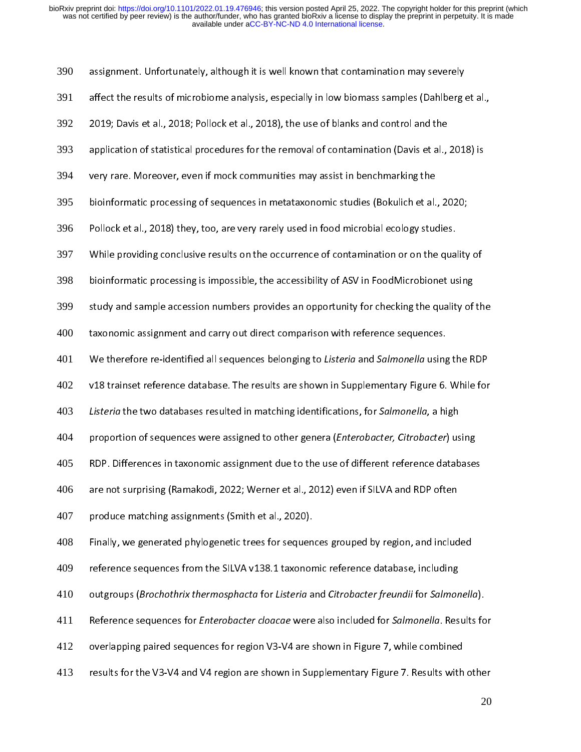assignment. Unfortunately, although it is well known that contamination may severely affect the results of microbiome analysis, especially in low biomass samples (Dahlberg et al., 2019; Davis et al., 2018; Pollock et al., 2018), the use of blanks and control and the application of statistical procedures for the removal of contamination (Davis et al., 2018) is very rare. Moreover, even if mock communities may assist in benchmarking the bioinformatic processing of sequences in metataxonomic studies (Bokulich et al., 2020; Pollock et al., 2018) they, too, are very rarely used in food microbial ecology studies.

While providing conclusive results on the occurrence of contamination or on the quality of bioinformatic processing is impossible, the accessibility of ASV in FoodMicrobionet using study and sample accession numbers provides an opportunity for checking the quality of the taxonomic assignment and carry out direct comparison with reference sequences.

We therefore re-identified all sequences belonging to *Listeria* and *Salmonella* using the RDP v18 trainset reference database. The results are shown in Supplementary Figure 6. While for *Listeria* the two databases resulted in matching identifications, for *Salmonella*, a high proportion of sequences were assigned to other genera (*Enterobacter, Citrobacter*) using RDP. Differences in taxonomic assignment due to the use of different reference databases are not surprising (Ramakodi, 2022; Werner et al., 2012) even if SILVA and RDP often produce matching assignments (Smith et al., 2020).

Finally, we generated phylogenetic trees for sequences grouped by region, and included reference sequences from the SILVA v138.1 taxonomic reference database, including outgroups (*Brochothrix thermosphacta* for *Listeria* and *Citrobacter freundii* for *Salmonella*). Reference sequences for *Enterobacter cloacae* were also included for *Salmonella*. Results for overlapping paired sequences for region V3-V4 are shown in Figure 7, while combined results for the V3-V4 and V4 region are shown in Supplementary Figure 7. Results with other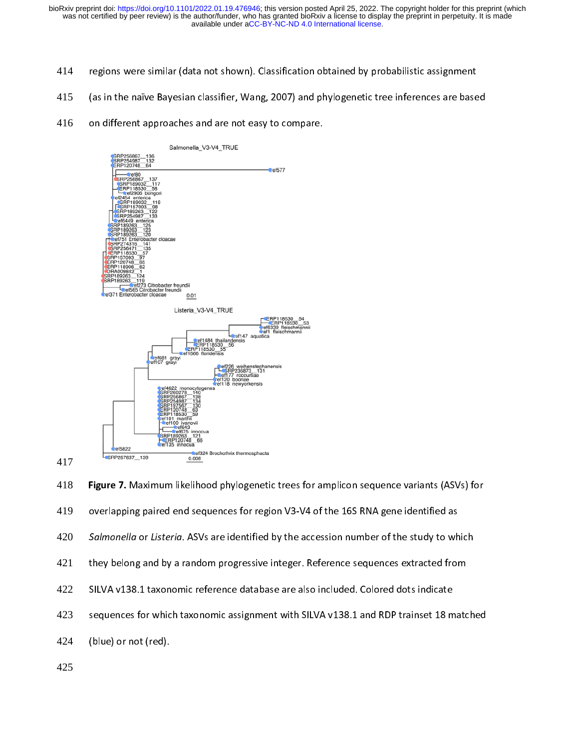regions were similar (data not shown). Classification obtained by probabilistic assignment (as in the naïve Bayesian classifier, Wang, 2007) and phylogenetic tree inferences are based on different approaches and are not easy to compare.

**Figure 7.** Maximum likelihood phylogenetic trees for amplicon sequence variants (ASVs) for overlapping paired end sequences for region V3-V4 of the 16S RNA gene identified as *Salmonella* or *Listeria*. ASVs are identified by the accession number of the study to which they belong and by a random progressive integer. Reference sequences extracted from SILVA v138.1 taxonomic reference database are also included. Colored dots indicate sequences for which taxonomic assignment with SILVA v138.1 and RDP trainset 18 matched (blue) or not (red).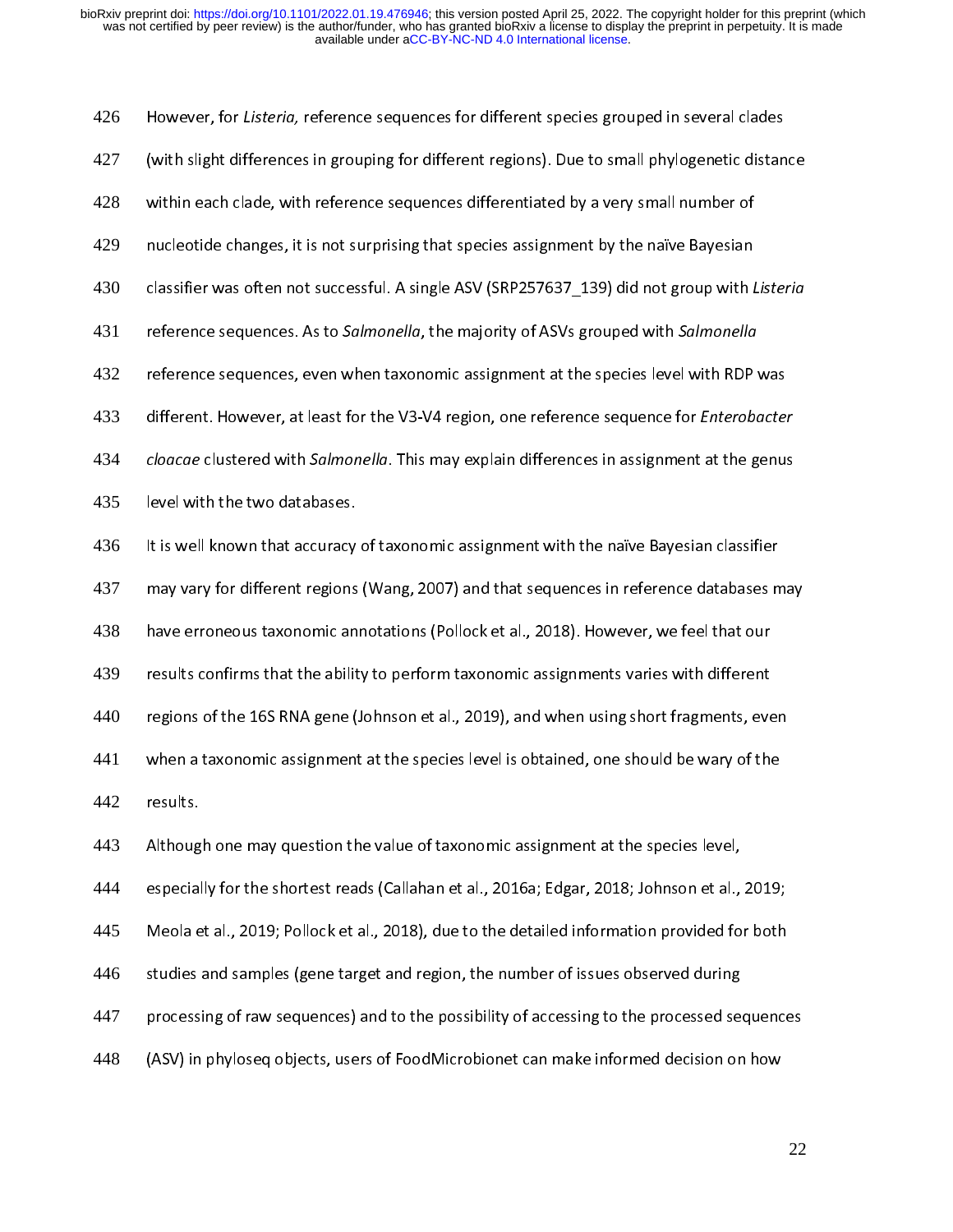However, for *Listeria,* reference sequences for different species grouped in several clades (with slight differences in grouping for different regions). Due to small phylogenetic distance within each clade, with reference sequences differentiated by a very small number of nucleotide changes, it is not surprising that species assignment by the naïve Bayesian classifier was often not successful. A single ASV (SRP257637_139) did not group with *Listeria* reference sequences. As to *Salmonella*, the majority of ASVs grouped with *Salmonella* reference sequences, even when taxonomic assignment at the species level with RDP was different. However, at least for the V3-V4 region, one reference sequence for *Enterobacter cloacae* clustered with *Salmonella*. This may explain differences in assignment at the genus level with the two databases.

It is well known that accuracy of taxonomic assignment with the naïve Bayesian classifier may vary for different regions (Wang, 2007) and that sequences in reference databases may have erroneous taxonomic annotations (Pollock et al., 2018). However, we feel that our results confirms that the ability to perform taxonomic assignments varies with different regions of the 16S RNA gene (Johnson et al., 2019), and when using short fragments, even when a taxonomic assignment at the species level is obtained, one should be wary of the results.

Although one may question the value of taxonomic assignment at the species level, especially for the shortest reads (Callahan et al., 2016a; Edgar, 2018; Johnson et al., 2019; Meola et al., 2019; Pollock et al., 2018), due to the detailed information provided for both studies and samples (gene target and region, the number of issues observed during processing of raw sequences) and to the possibility of accessing to the processed sequences (ASV) in phyloseq objects, users of FoodMicrobionet can make informed decision on how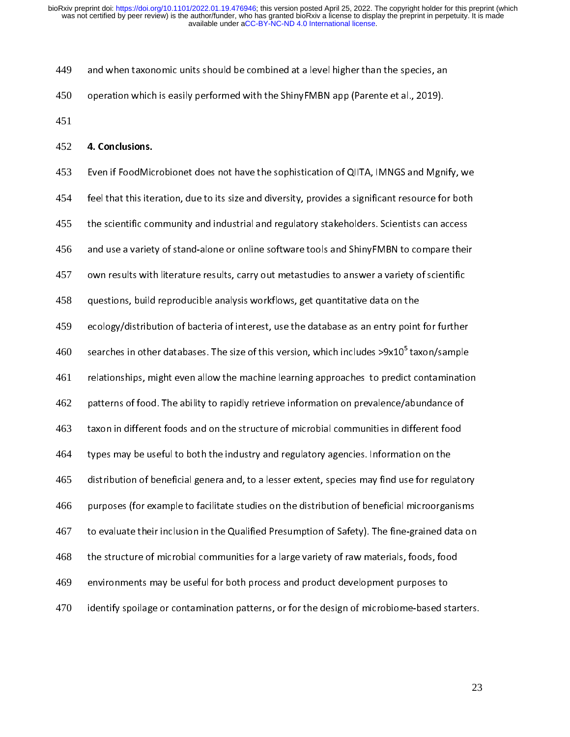and when taxonomic units should be combined at a level higher than the species, an operation which is easily performed with the ShinyFMBN app (Parente et al., 2019).

## 4. Conclusions.

Even if FoodMicrobionet does not have the sophistication of QIITA, IMNGS and Mgnify, we feel that this iteration, due to its size and diversity, provides a significant resource for both the scientific community and industrial and regulatory stakeholders. Scientists can access and use a variety of stand-alone or online software tools and ShinyFMBN to compare their own results with literature results, carry out metastudies to answer a variety of scientific questions, build reproducible analysis workflows, get quantitative data on the ecology/distribution of bacteria of interest, use the database as an entry point for further searches in other databases. The size of this version, which includes >$9x10^5$ taxon/sample relationships, might even allow the machine learning approaches to predict contamination patterns of food. The ability to rapidly retrieve information on prevalence/abundance of taxon in different foods and on the structure of microbial communities in different food types may be useful to both the industry and regulatory agencies. Information on the distribution of beneficial genera and, to a lesser extent, species may find use for regulatory purposes (for example to facilitate studies on the distribution of beneficial microorganisms to evaluate their inclusion in the Qualified Presumption of Safety). The fine-grained data on the structure of microbial communities for a large variety of raw materials, foods, food environments may be useful for both process and product development purposes to identify spoilage or contamination patterns, or for the design of microbiome-based starters.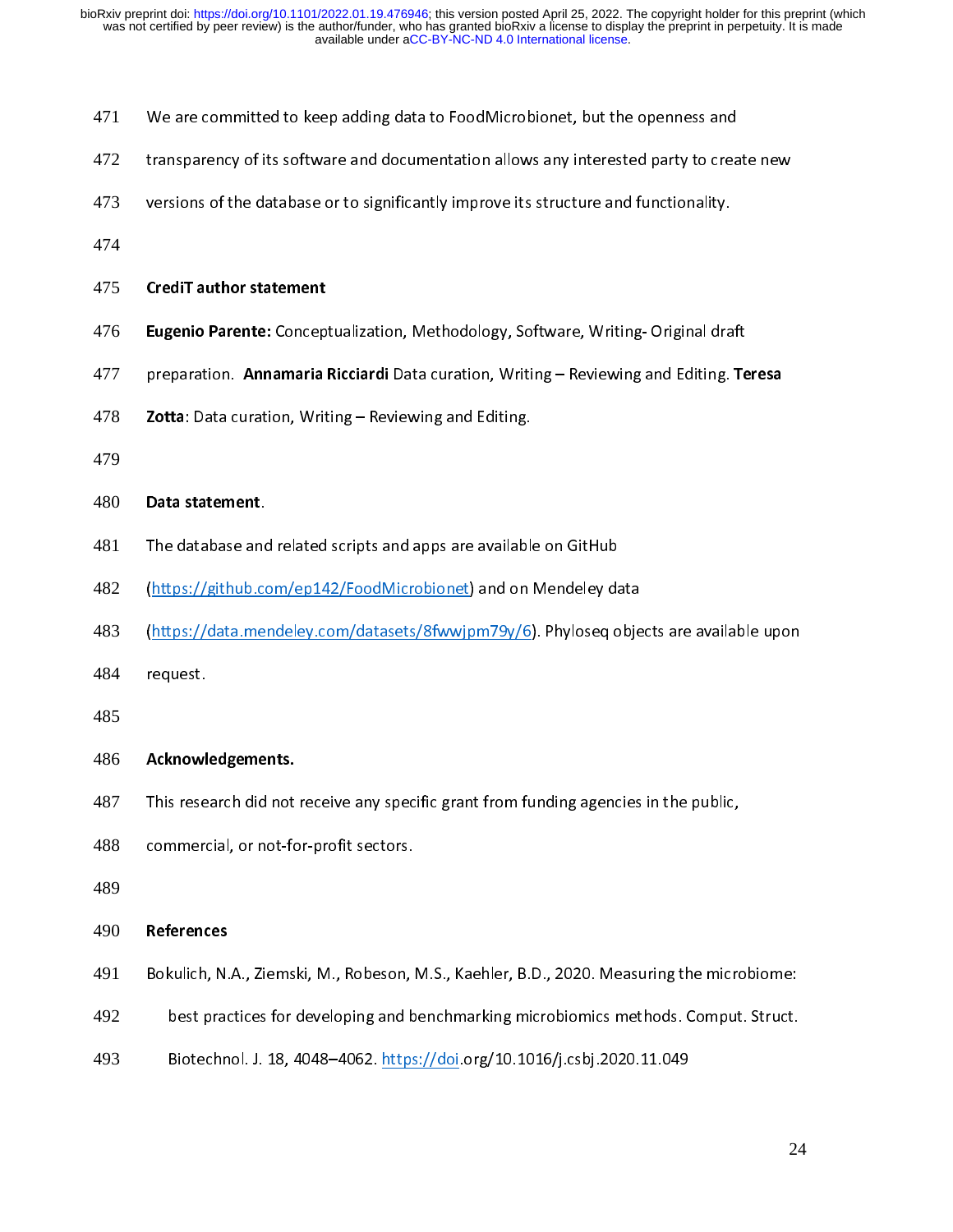We are committed to keep adding data to FoodMicrobionet, but the openness and transparency of its software and documentation allows any interested party to create new versions of the database or to significantly improve its structure and functionality.

## CrediT author statement

**Eugenio Parente:** Conceptualization, Methodology, Software, Writing- Original draft preparation. **Annamaria Ricciardi** Data curation, Writing – Reviewing and Editing. **Teresa Zotta**: Data curation, Writing – Reviewing and Editing.

## Data statement.

The database and related scripts and apps are available on GitHub (https://github.com/ep142/FoodMicrobionet) and on Mendeley data (https://data.mendeley.com/datasets/8fwwjpm79y/6). Phyloseq objects are available upon request.

## Acknowledgements.

This research did not receive any specific grant from funding agencies in the public, commercial, or not-for-profit sectors.

## References

Bokulich, N.A., Ziemski, M., Robeson, M.S., Kaehler, B.D., 2020. Measuring the microbiome: best practices for developing and benchmarking microbiomics methods. Comput. Struct. Biotechnol. J. 18, 4048–4062. https://doi.org/10.1016/j.csbj.2020.11.049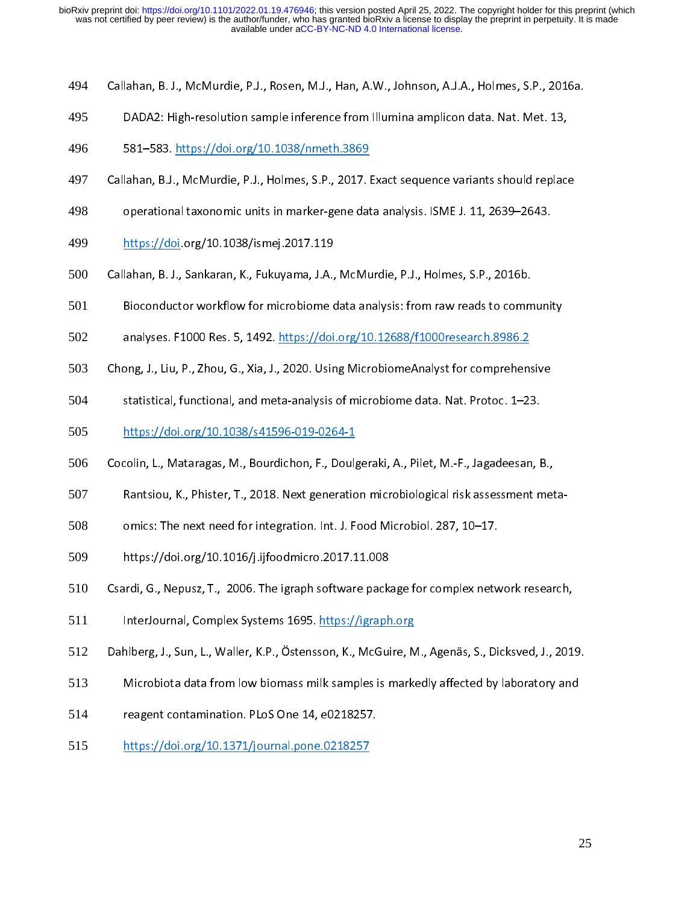Callahan, B. J., McMurdie, P.J., Rosen, M.J., Han, A.W., Johnson, A.J.A., Holmes, S.P., 2016a. DADA2: High-resolution sample inference from Illumina amplicon data. Nat. Met. 13, 581–583. https://doi.org/10.1038/nmeth.3869

Callahan, B.J., McMurdie, P.J., Holmes, S.P., 2017. Exact sequence variants should replace operational taxonomic units in marker-gene data analysis. ISME J. 11, 2639–2643. https://doi.org/10.1038/ismej.2017.119

Callahan, B. J., Sankaran, K., Fukuyama, J.A., McMurdie, P.J., Holmes, S.P., 2016b. Bioconductor workflow for microbiome data analysis: from raw reads to community analyses. F1000 Res. 5, 1492. https://doi.org/10.12688/f1000research.8986.2

Chong, J., Liu, P., Zhou, G., Xia, J., 2020. Using MicrobiomeAnalyst for comprehensive statistical, functional, and meta-analysis of microbiome data. Nat. Protoc. 1–23. https://doi.org/10.1038/s41596-019-0264-1

Cocolin, L., Mataragas, M., Bourdichon, F., Doulgeraki, A., Pilet, M.-F., Jagadeesan, B., Rantsiou, K., Phister, T., 2018. Next generation microbiological risk assessment meta-omics: The next need for integration. Int. J. Food Microbiol. 287, 10–17. https://doi.org/10.1016/j.ijfoodmicro.2017.11.008

Csardi, G., Nepusz, T., 2006. The igraph software package for complex network research, InterJournal, Complex Systems 1695. https://igraph.org

Dahlberg, J., Sun, L., Waller, K.P., Östensson, K., McGuire, M., Agenäs, S., Dicksved, J., 2019. Microbiota data from low biomass milk samples is markedly affected by laboratory and reagent contamination. PLoS One 14, e0218257. https://doi.org/10.1371/journal.pone.0218257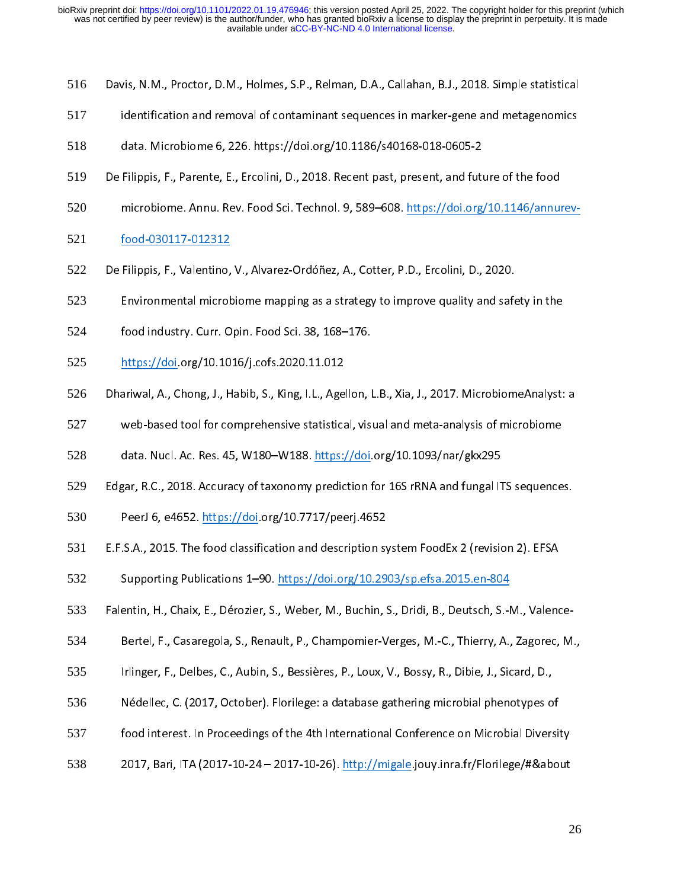Davis, N.M., Proctor, D.M., Holmes, S.P., Relman, D.A., Callahan, B.J., 2018. Simple statistical identification and removal of contaminant sequences in marker-gene and metagenomics data. Microbiome 6, 226. https://doi.org/10.1186/s40168-018-0605-2

De Filippis, F., Parente, E., Ercolini, D., 2018. Recent past, present, and future of the food microbiome. Annu. Rev. Food Sci. Technol. 9, 589–608. https://doi.org/10.1146/annurev-food-030117-012312

De Filippis, F., Valentino, V., Alvarez-Ordóñez, A., Cotter, P.D., Ercolini, D., 2020. Environmental microbiome mapping as a strategy to improve quality and safety in the food industry. Curr. Opin. Food Sci. 38, 168–176. https://doi.org/10.1016/j.cofs.2020.11.012

Dhariwal, A., Chong, J., Habib, S., King, I.L., Agellon, L.B., Xia, J., 2017. MicrobiomeAnalyst: a web-based tool for comprehensive statistical, visual and meta-analysis of microbiome data. Nucl. Ac. Res. 45, W180–W188. https://doi.org/10.1093/nar/gkx295

Edgar, R.C., 2018. Accuracy of taxonomy prediction for 16S rRNA and fungal ITS sequences. PeerJ 6, e4652. https://doi.org/10.7717/peerj.4652

E.F.S.A., 2015. The food classification and description system FoodEx 2 (revision 2). EFSA Supporting Publications 1–90. https://doi.org/10.2903/sp.efsa.2015.en-804

Falentin, H., Chaix, E., Dérozier, S., Weber, M., Buchin, S., Dridi, B., Deutsch, S.-M., Valence-Bertel, F., Casaregola, S., Renault, P., Champomier-Verges, M.-C., Thierry, A., Zagorec, M., Irlinger, F., Delbes, C., Aubin, S., Bessières, P., Loux, V., Bossy, R., Dibie, J., Sicard, D., Nédellec, C. (2017, October). Florilege: a database gathering microbial phenotypes of food interest. In Proceedings of the 4th International Conference on Microbial Diversity 2017, Bari, ITA (2017-10-24 – 2017-10-26). http://migale.jouy.inra.fr/Florilege/#&about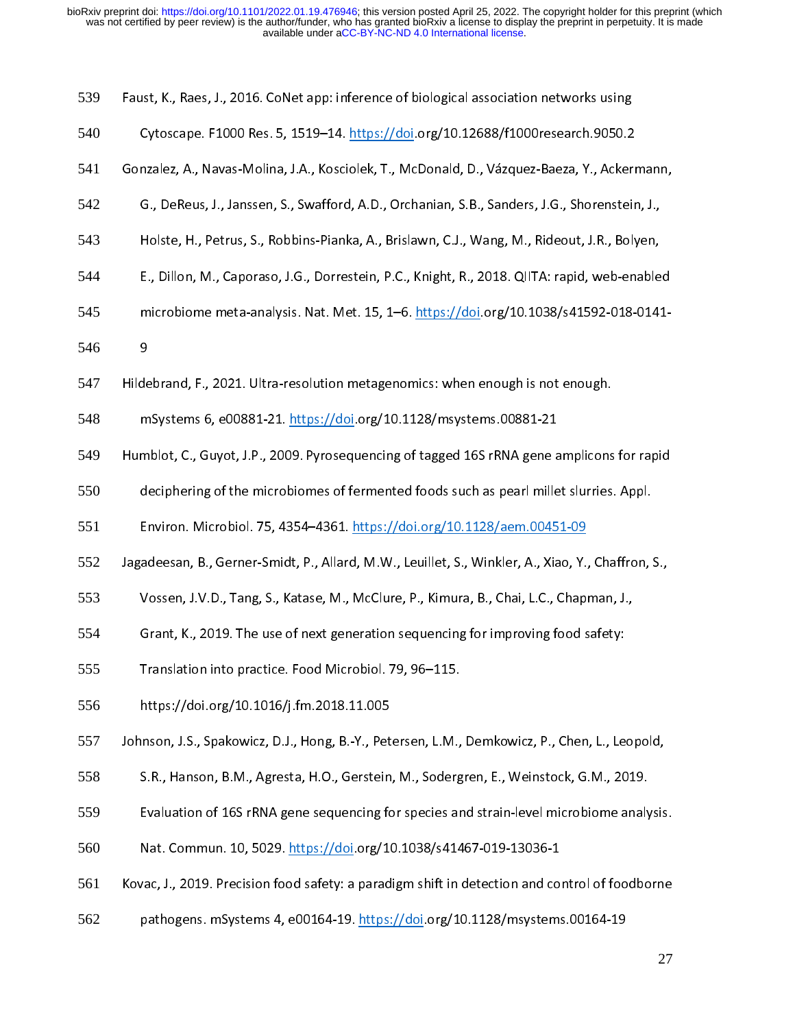Faust, K., Raes, J., 2016. CoNet app: inference of biological association networks using Cytoscape. F1000 Res. 5, 1519–14. https://doi.org/10.12688/f1000research.9050.2

Gonzalez, A., Navas-Molina, J.A., Kosciolek, T., McDonald, D., Vázquez-Baeza, Y., Ackermann, G., DeReus, J., Janssen, S., Swafford, A.D., Orchanian, S.B., Sanders, J.G., Shorenstein, J., Holste, H., Petrus, S., Robbins-Pianka, A., Brislawn, C.J., Wang, M., Rideout, J.R., Bolyen, E., Dillon, M., Caporaso, J.G., Dorrestein, P.C., Knight, R., 2018. QIITA: rapid, web-enabled microbiome meta-analysis. Nat. Met. 15, 1–6. https://doi.org/10.1038/s41592-018-0141-9

Hildebrand, F., 2021. Ultra-resolution metagenomics: when enough is not enough. mSystems 6, e00881-21. https://doi.org/10.1128/msystems.00881-21

Humblot, C., Guyot, J.P., 2009. Pyrosequencing of tagged 16S rRNA gene amplicons for rapid deciphering of the microbiomes of fermented foods such as pearl millet slurries. Appl. Environ. Microbiol. 75, 4354–4361. https://doi.org/10.1128/aem.00451-09

Jagadeesan, B., Gerner-Smidt, P., Allard, M.W., Leuillet, S., Winkler, A., Xiao, Y., Chaffron, S., Vossen, J.V.D., Tang, S., Katase, M., McClure, P., Kimura, B., Chai, L.C., Chapman, J., Grant, K., 2019. The use of next generation sequencing for improving food safety: Translation into practice. Food Microbiol. 79, 96–115. https://doi.org/10.1016/j.fm.2018.11.005

Johnson, J.S., Spakowicz, D.J., Hong, B.-Y., Petersen, L.M., Demkowicz, P., Chen, L., Leopold, S.R., Hanson, B.M., Agresta, H.O., Gerstein, M., Sodergren, E., Weinstock, G.M., 2019. Evaluation of 16S rRNA gene sequencing for species and strain-level microbiome analysis. Nat. Commun. 10, 5029. https://doi.org/10.1038/s41467-019-13036-1

Kovac, J., 2019. Precision food safety: a paradigm shift in detection and control of foodborne pathogens. mSystems 4, e00164-19. https://doi.org/10.1128/msystems.00164-19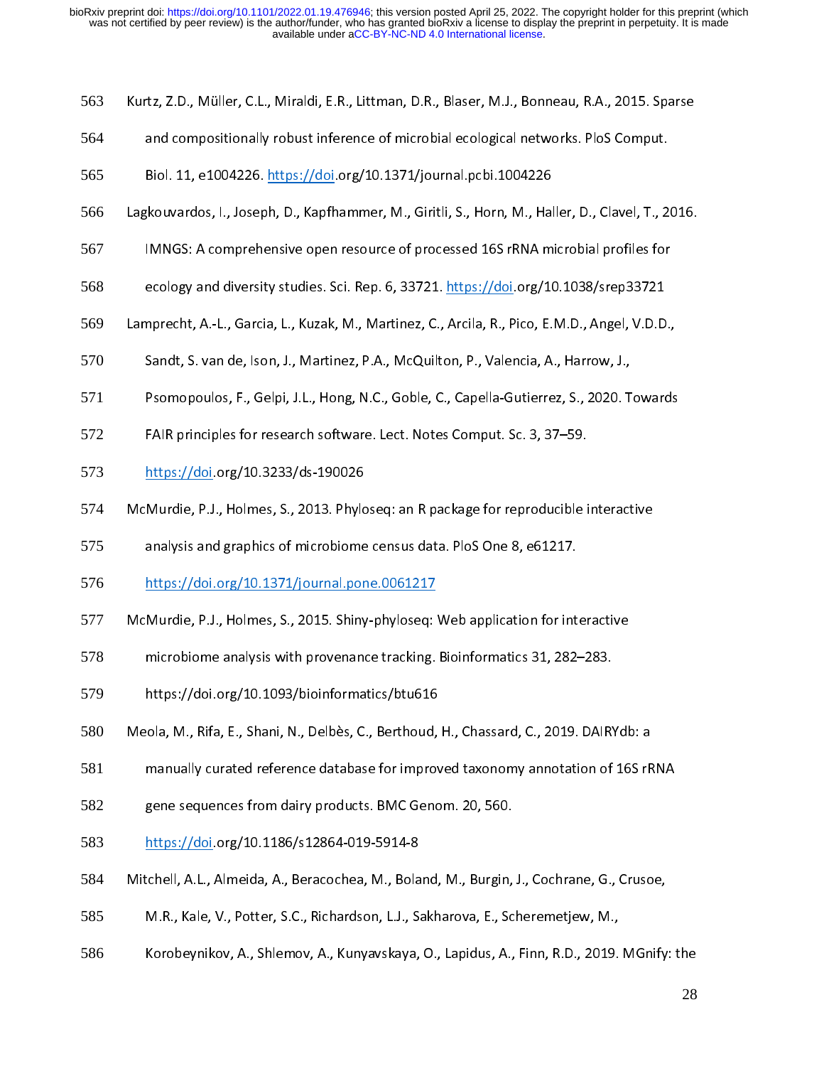Kurtz, Z.D., Müller, C.L., Miraldi, E.R., Littman, D.R., Blaser, M.J., Bonneau, R.A., 2015. Sparse and compositionally robust inference of microbial ecological networks. PloS Comput. Biol. 11, e1004226. https://doi.org/10.1371/journal.pcbi.1004226

Lagkouvardos, I., Joseph, D., Kapfhammer, M., Giritli, S., Horn, M., Haller, D., Clavel, T., 2016. IMNGS: A comprehensive open resource of processed 16S rRNA microbial profiles for ecology and diversity studies. Sci. Rep. 6, 33721. https://doi.org/10.1038/srep33721

Lamprecht, A.-L., Garcia, L., Kuzak, M., Martinez, C., Arcila, R., Pico, E.M.D., Angel, V.D.D., Sandt, S. van de, Ison, J., Martinez, P.A., McQuilton, P., Valencia, A., Harrow, J., Psomopoulos, F., Gelpi, J.L., Hong, N.C., Goble, C., Capella-Gutierrez, S., 2020. Towards FAIR principles for research software. Lect. Notes Comput. Sc. 3, 37–59. https://doi.org/10.3233/ds-190026

McMurdie, P.J., Holmes, S., 2013. Phyloseq: an R package for reproducible interactive analysis and graphics of microbiome census data. PloS One 8, e61217. https://doi.org/10.1371/journal.pone.0061217

McMurdie, P.J., Holmes, S., 2015. Shiny-phyloseq: Web application for interactive microbiome analysis with provenance tracking. Bioinformatics 31, 282–283. https://doi.org/10.1093/bioinformatics/btu616

Meola, M., Rifa, E., Shani, N., Delbès, C., Berthoud, H., Chassard, C., 2019. DAIRYdb: a manually curated reference database for improved taxonomy annotation of 16S rRNA gene sequences from dairy products. BMC Genom. 20, 560. https://doi.org/10.1186/s12864-019-5914-8

Mitchell, A.L., Almeida, A., Beracochea, M., Boland, M., Burgin, J., Cochrane, G., Crusoe, M.R., Kale, V., Potter, S.C., Richardson, L.J., Sakharova, E., Scheremetjew, M., Korobeynikov, A., Shlemov, A., Kunyavskaya, O., Lapidus, A., Finn, R.D., 2019. MGnify: the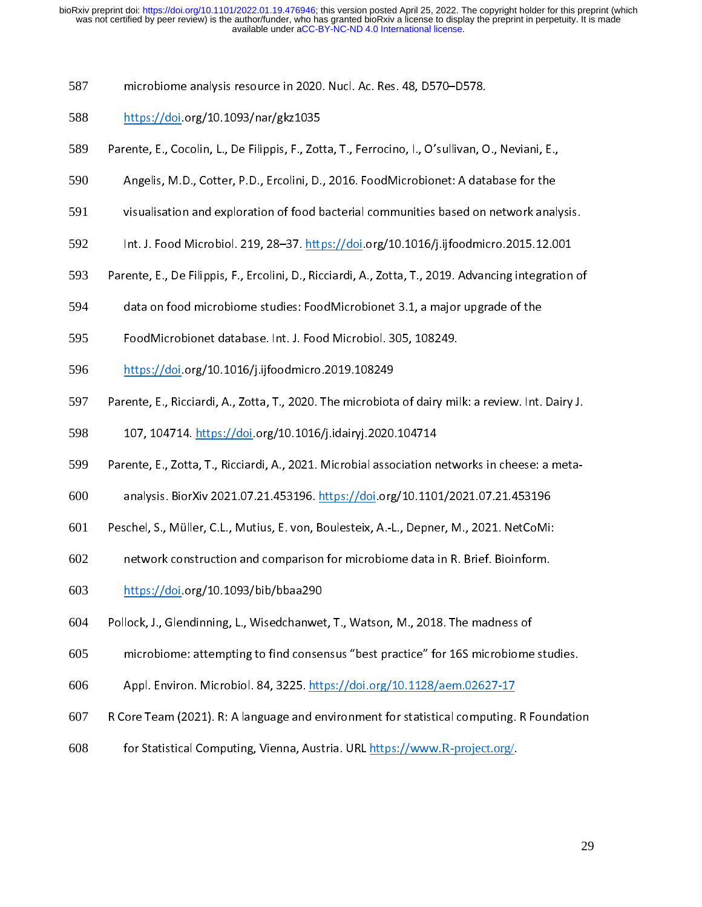microbiome analysis resource in 2020. Nucl. Ac. Res. 48, D570–D578. https://doi.org/10.1093/nar/gkz1035

Parente, E., Cocolin, L., De Filippis, F., Zotta, T., Ferrocino, I., O'sullivan, O., Neviani, E., Angelis, M.D., Cotter, P.D., Ercolini, D., 2016. FoodMicrobionet: A database for the visualisation and exploration of food bacterial communities based on network analysis. Int. J. Food Microbiol. 219, 28–37. https://doi.org/10.1016/j.ijfoodmicro.2015.12.001

Parente, E., De Filippis, F., Ercolini, D., Ricciardi, A., Zotta, T., 2019. Advancing integration of data on food microbiome studies: FoodMicrobionet 3.1, a major upgrade of the FoodMicrobionet database. Int. J. Food Microbiol. 305, 108249. https://doi.org/10.1016/j.ijfoodmicro.2019.108249

Parente, E., Ricciardi, A., Zotta, T., 2020. The microbiota of dairy milk: a review. Int. Dairy J. 107, 104714. https://doi.org/10.1016/j.idairyj.2020.104714

Parente, E., Zotta, T., Ricciardi, A., 2021. Microbial association networks in cheese: a meta-analysis. BiorXiv 2021.07.21.453196. https://doi.org/10.1101/2021.07.21.453196

Peschel, S., Müller, C.L., Mutius, E. von, Boulesteix, A.-L., Depner, M., 2021. NetCoMi: network construction and comparison for microbiome data in R. Brief. Bioinform. https://doi.org/10.1093/bib/bbaa290

Pollock, J., Glendinning, L., Wisedchanwet, T., Watson, M., 2018. The madness of microbiome: attempting to find consensus "best practice" for 16S microbiome studies. Appl. Environ. Microbiol. 84, 3225. https://doi.org/10.1128/aem.02627-17

R Core Team (2021). R: A language and environment for statistical computing. R Foundation for Statistical Computing, Vienna, Austria. URL https://www.R-project.org/.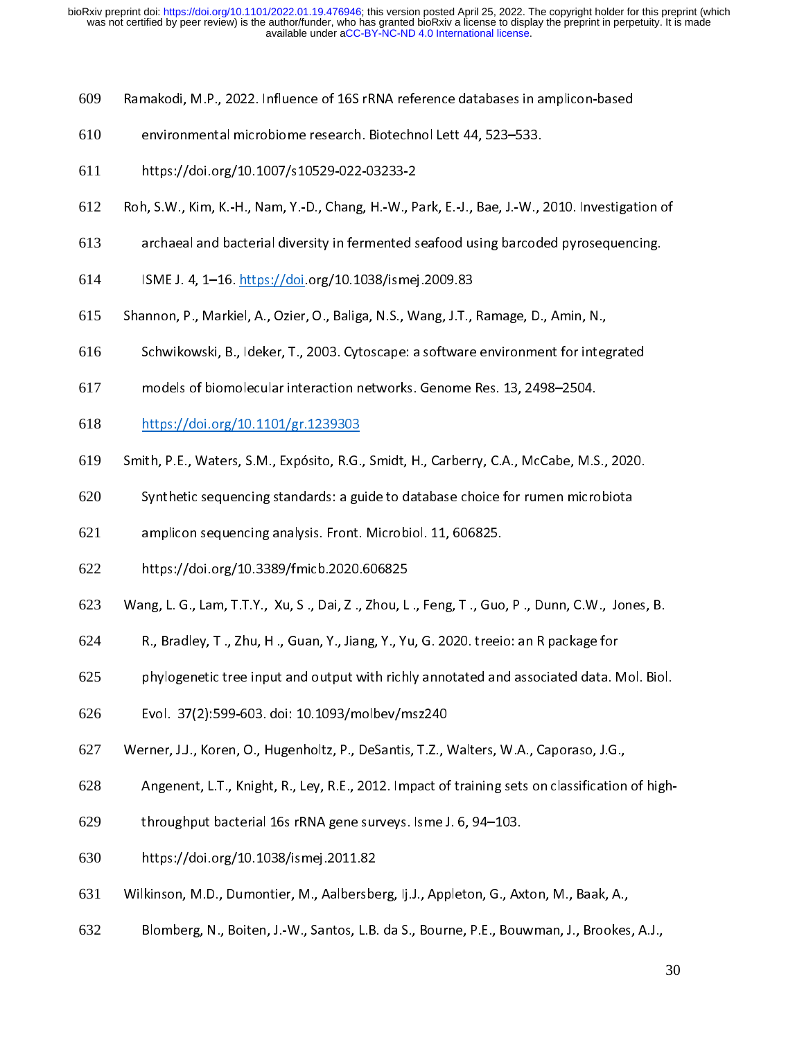Ramakodi, M.P., 2022. Influence of 16S rRNA reference databases in amplicon-based environmental microbiome research. Biotechnol Lett 44, 523–533. https://doi.org/10.1007/s10529-022-03233-2

Roh, S.W., Kim, K.-H., Nam, Y.-D., Chang, H.-W., Park, E.-J., Bae, J.-W., 2010. Investigation of archaeal and bacterial diversity in fermented seafood using barcoded pyrosequencing. ISME J. 4, 1–16. https://doi.org/10.1038/ismej.2009.83

Shannon, P., Markiel, A., Ozier, O., Baliga, N.S., Wang, J.T., Ramage, D., Amin, N., Schwikowski, B., Ideker, T., 2003. Cytoscape: a software environment for integrated models of biomolecular interaction networks. Genome Res. 13, 2498–2504. https://doi.org/10.1101/gr.1239303

Smith, P.E., Waters, S.M., Expósito, R.G., Smidt, H., Carberry, C.A., McCabe, M.S., 2020. Synthetic sequencing standards: a guide to database choice for rumen microbiota amplicon sequencing analysis. Front. Microbiol. 11, 606825. https://doi.org/10.3389/fmicb.2020.606825

Wang, L. G., Lam, T.T.Y., Xu, S ., Dai, Z ., Zhou, L ., Feng, T ., Guo, P ., Dunn, C.W., Jones, B. R., Bradley, T ., Zhu, H ., Guan, Y., Jiang, Y., Yu, G. 2020. treeio: an R package for phylogenetic tree input and output with richly annotated and associated data. Mol. Biol. Evol. 37(2):599-603. doi: 10.1093/molbev/msz240

Werner, J.J., Koren, O., Hugenholtz, P., DeSantis, T.Z., Walters, W.A., Caporaso, J.G., Angenent, L.T., Knight, R., Ley, R.E., 2012. Impact of training sets on classification of high-throughput bacterial 16s rRNA gene surveys. Isme J. 6, 94–103. https://doi.org/10.1038/ismej.2011.82

Wilkinson, M.D., Dumontier, M., Aalbersberg, Ij.J., Appleton, G., Axton, M., Baak, A., Blomberg, N., Boiten, J.-W., Santos, L.B. da S., Bourne, P.E., Bouwman, J., Brookes, A.J.,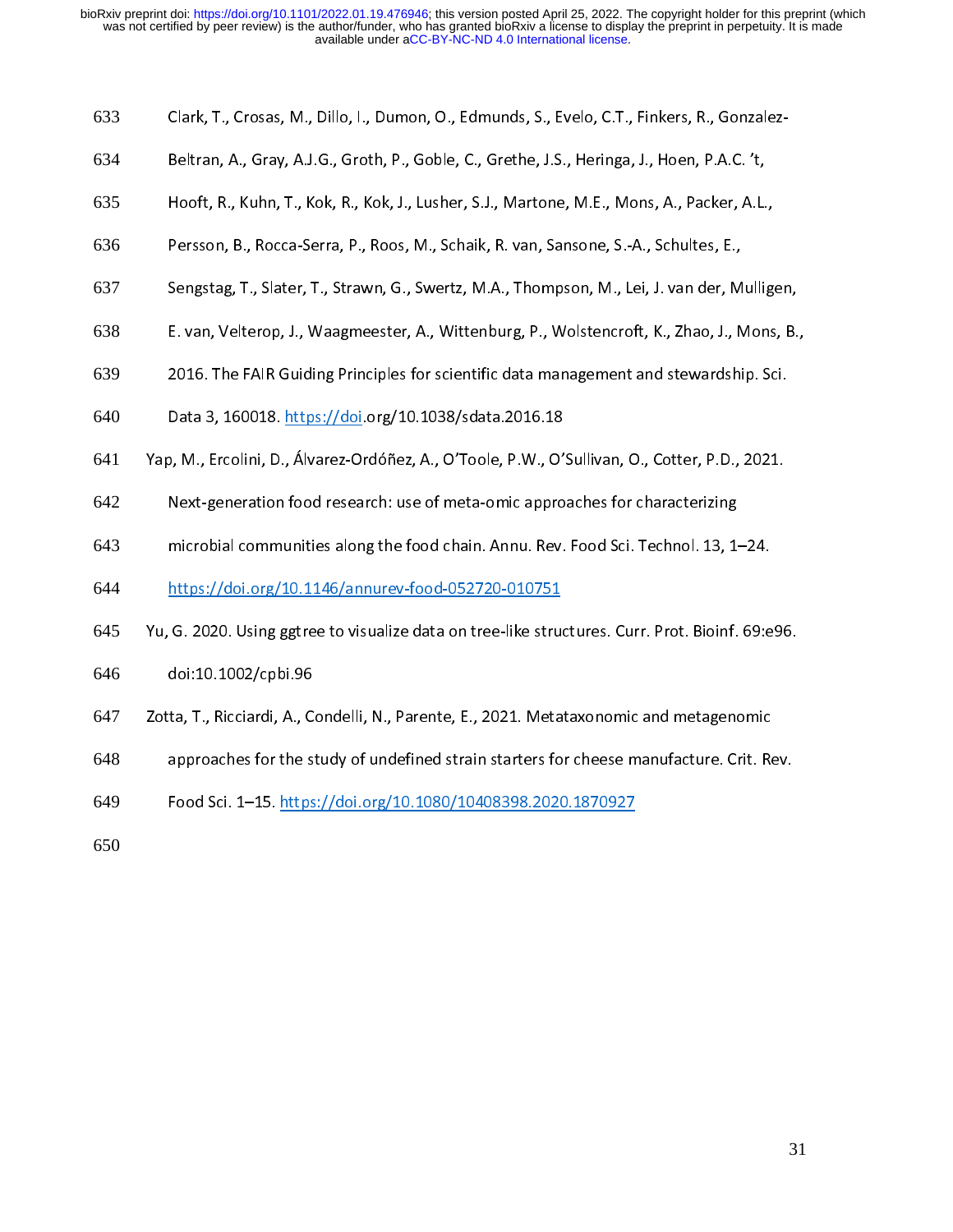Clark, T., Crosas, M., Dillo, I., Dumon, O., Edmunds, S., Evelo, C.T., Finkers, R., Gonzalez-Beltran, A., Gray, A.J.G., Groth, P., Goble, C., Grethe, J.S., Heringa, J., Hoen, P.A.C. 't, Hooft, R., Kuhn, T., Kok, R., Kok, J., Lusher, S.J., Martone, M.E., Mons, A., Packer, A.L., Persson, B., Rocca-Serra, P., Roos, M., Schaik, R. van, Sansone, S.-A., Schultes, E., Sengstag, T., Slater, T., Strawn, G., Swertz, M.A., Thompson, M., Lei, J. van der, Mulligen, E. van, Velterop, J., Waagmeester, A., Wittenburg, P., Wolstencroft, K., Zhao, J., Mons, B., 2016. The FAIR Guiding Principles for scientific data management and stewardship. Sci. Data 3, 160018. https://doi.org/10.1038/sdata.2016.18

Yap, M., Ercolini, D., Álvarez-Ordóñez, A., O'Toole, P.W., O'Sullivan, O., Cotter, P.D., 2021. Next-generation food research: use of meta-omic approaches for characterizing microbial communities along the food chain. Annu. Rev. Food Sci. Technol. 13, 1–24. https://doi.org/10.1146/annurev-food-052720-010751

Yu, G. 2020. Using ggtree to visualize data on tree-like structures. Curr. Prot. Bioinf. 69:e96. doi:10.1002/cpbi.96

Zotta, T., Ricciardi, A., Condelli, N., Parente, E., 2021. Metataxonomic and metagenomic approaches for the study of undefined strain starters for cheese manufacture. Crit. Rev. Food Sci. 1–15. https://doi.org/10.1080/10408398.2020.1870927